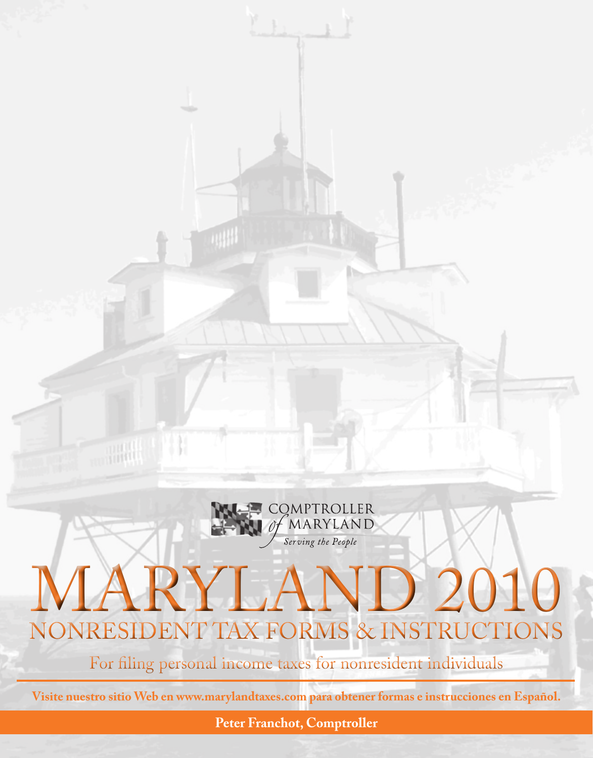COMPTROLLER *of* MARYLAND

*Serving the People*

# MARYLAND 2010

## NONRESIDENT TAX FORMS & INSTRUCTIONS

For filing personal income taxes for nonresident individuals

**Visite nuestro sitio Web en www.marylandtaxes.com para obtener formas e instrucciones en Español.**

**Peter Franchot, Comptroller**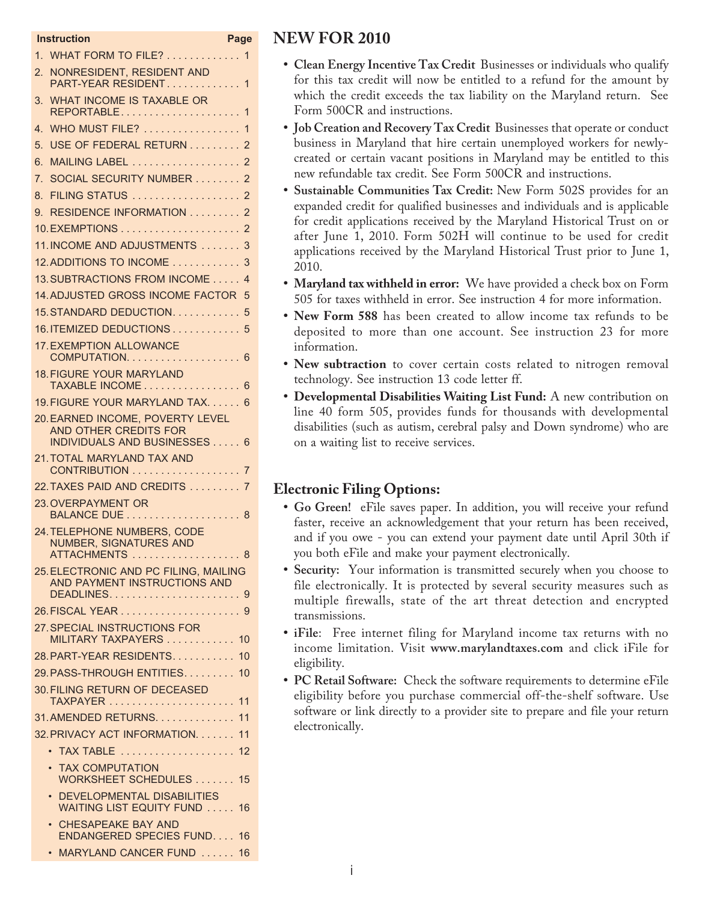| Instruction | Page |
|---|---|
| 1. WHAT FORM TO FILE? | 1 |
| 2. NONRESIDENT, RESIDENT AND PART-YEAR RESIDENT | 1 |
| 3. WHAT INCOME IS TAXABLE OR REPORTABLE | 1 |
| 4. WHO MUST FILE? | 1 |
| 5. USE OF FEDERAL RETURN | 2 |
| 6. MAILING LABEL | 2 |
| 7. SOCIAL SECURITY NUMBER | 2 |
| 8. FILING STATUS | 2 |
| 9. RESIDENCE INFORMATION | 2 |
| 10. EXEMPTIONS | 2 |
| 11. INCOME AND ADJUSTMENTS | 3 |
| 12. ADDITIONS TO INCOME | 3 |
| 13. SUBTRACTIONS FROM INCOME | 4 |
| 14. ADJUSTED GROSS INCOME FACTOR | 5 |
| 15. STANDARD DEDUCTION | 5 |
| 16. ITEMIZED DEDUCTIONS | 5 |
| 17. EXEMPTION ALLOWANCE COMPUTATION | 6 |
| 18. FIGURE YOUR MARYLAND TAXABLE INCOME | 6 |
| 19. FIGURE YOUR MARYLAND TAX | 6 |
| 20. EARNED INCOME, POVERTY LEVEL AND OTHER CREDITS FOR INDIVIDUALS AND BUSINESSES | 6 |
| 21. TOTAL MARYLAND TAX AND CONTRIBUTION | 7 |
| 22. TAXES PAID AND CREDITS | 7 |
| 23. OVERPAYMENT OR BALANCE DUE | 8 |
| 24. TELEPHONE NUMBERS, CODE NUMBER, SIGNATURES AND ATTACHMENTS | 8 |
| 25. ELECTRONIC AND PC FILING, MAILING AND PAYMENT INSTRUCTIONS AND DEADLINES | 9 |
| 26. FISCAL YEAR | 9 |
| 27. SPECIAL INSTRUCTIONS FOR MILITARY TAXPAYERS | 10 |
| 28. PART-YEAR RESIDENTS | 10 |
| 29. PASS-THROUGH ENTITIES | 10 |
| 30. FILING RETURN OF DECEASED TAXPAYER | 11 |
| 31. AMENDED RETURNS | 11 |
| 32. PRIVACY ACT INFORMATION | 11 |
| • TAX TABLE | 12 |
| • TAX COMPUTATION WORKSHEET SCHEDULES | 15 |
| • DEVELOPMENTAL DISABILITIES WAITING LIST EQUITY FUND | 16 |
| • CHESAPEAKE BAY AND ENDANGERED SPECIES FUND | 16 |
| • MARYLAND CANCER FUND | 16 |

## NEW FOR 2010

- **Clean Energy Incentive Tax Credit** Businesses or individuals who qualify for this tax credit will now be entitled to a refund for the amount by which the credit exceeds the tax liability on the Maryland return. See Form 500CR and instructions.
- **Job Creation and Recovery Tax Credit** Businesses that operate or conduct business in Maryland that hire certain unemployed workers for newly-created or certain vacant positions in Maryland may be entitled to this new refundable tax credit. See Form 500CR and instructions.
- **Sustainable Communities Tax Credit:** New Form 502S provides for an expanded credit for qualified businesses and individuals and is applicable for credit applications received by the Maryland Historical Trust on or after June 1, 2010. Form 502H will continue to be used for credit applications received by the Maryland Historical Trust prior to June 1, 2010.
- **Maryland tax withheld in error:** We have provided a check box on Form 505 for taxes withheld in error. See instruction 4 for more information.
- **New Form 588** has been created to allow income tax refunds to be deposited to more than one account. See instruction 23 for more information.
- **New subtraction** to cover certain costs related to nitrogen removal technology. See instruction 13 code letter ff.
- **Developmental Disabilities Waiting List Fund:** A new contribution on line 40 form 505, provides funds for thousands with developmental disabilities (such as autism, cerebral palsy and Down syndrome) who are on a waiting list to receive services.

## Electronic Filing Options:

- **Go Green!** eFile saves paper. In addition, you will receive your refund faster, receive an acknowledgement that your return has been received, and if you owe - you can extend your payment date until April 30th if you both eFile and make your payment electronically.
- **Security:** Your information is transmitted securely when you choose to file electronically. It is protected by several security measures such as multiple firewalls, state of the art threat detection and encrypted transmissions.
- **iFile**: Free internet filing for Maryland income tax returns with no income limitation. Visit **www.marylandtaxes.com** and click iFile for eligibility.
- **PC Retail Software:** Check the software requirements to determine eFile eligibility before you purchase commercial off-the-shelf software. Use software or link directly to a provider site to prepare and file your return electronically.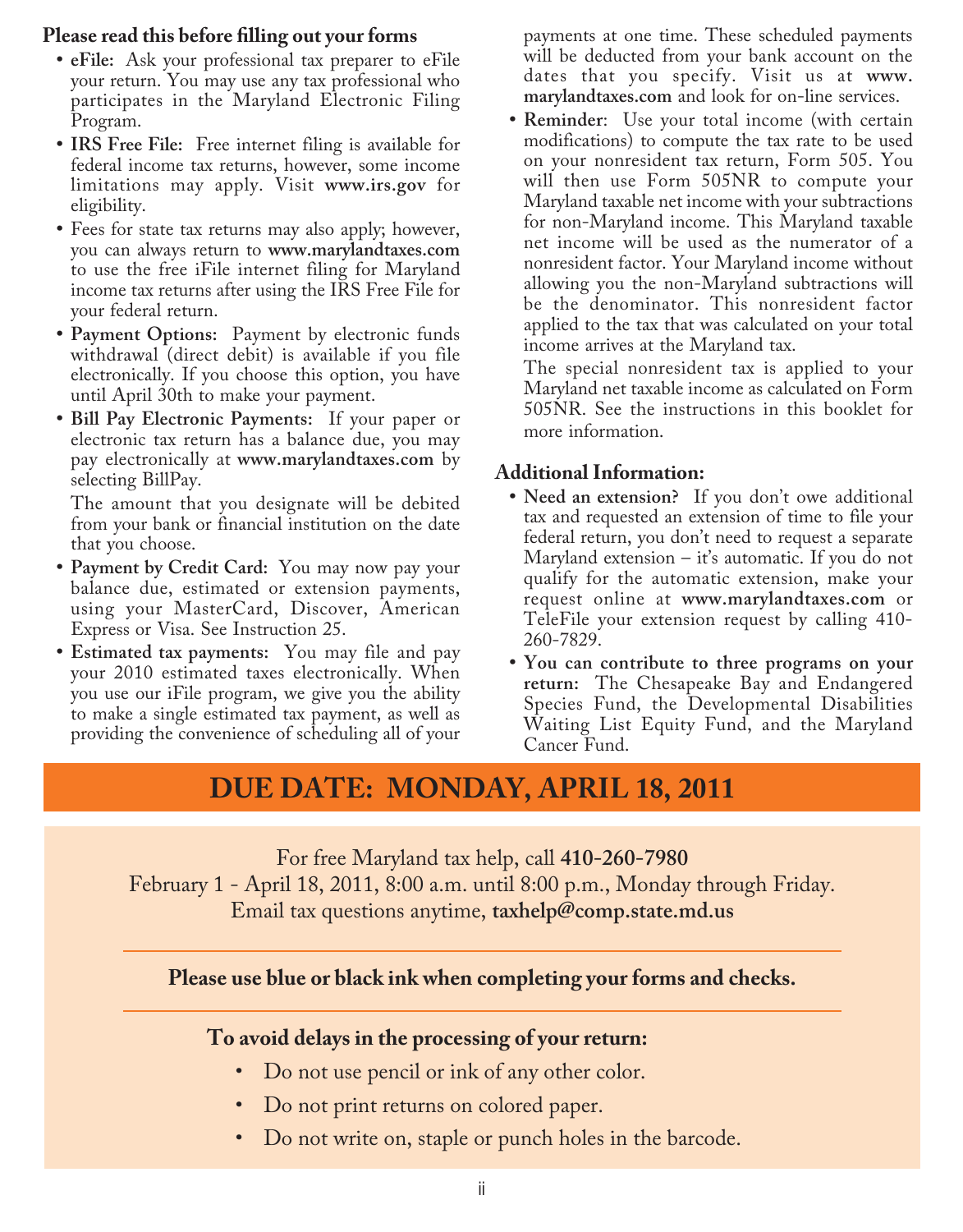## Please read this before filling out your forms

- **eFile:** Ask your professional tax preparer to eFile your return. You may use any tax professional who participates in the Maryland Electronic Filing Program.
- **IRS Free File:** Free internet filing is available for federal income tax returns, however, some income limitations may apply. Visit **www.irs.gov** for eligibility.
- Fees for state tax returns may also apply; however, you can always return to **www.marylandtaxes.com** to use the free iFile internet filing for Maryland income tax returns after using the IRS Free File for your federal return.
- **Payment Options:** Payment by electronic funds withdrawal (direct debit) is available if you file electronically. If you choose this option, you have until April 30th to make your payment.
- **Bill Pay Electronic Payments:** If your paper or electronic tax return has a balance due, you may pay electronically at **www.marylandtaxes.com** by selecting BillPay.

  The amount that you designate will be debited from your bank or financial institution on the date that you choose.
- **Payment by Credit Card:** You may now pay your balance due, estimated or extension payments, using your MasterCard, Discover, American Express or Visa. See Instruction 25.
- **Estimated tax payments:** You may file and pay your 2010 estimated taxes electronically. When you use our iFile program, we give you the ability to make a single estimated tax payment, as well as providing the convenience of scheduling all of your payments at one time. These scheduled payments will be deducted from your bank account on the dates that you specify. Visit us at **www.marylandtaxes.com** and look for on-line services.
- **Reminder**: Use your total income (with certain modifications) to compute the tax rate to be used on your nonresident tax return, Form 505. You will then use Form 505NR to compute your Maryland taxable net income with your subtractions for non-Maryland income. This Maryland taxable net income will be used as the numerator of a nonresident factor. Your Maryland income without allowing you the non-Maryland subtractions will be the denominator. This nonresident factor applied to the tax that was calculated on your total income arrives at the Maryland tax.

  The special nonresident tax is applied to your Maryland net taxable income as calculated on Form 505NR. See the instructions in this booklet for more information.

## Additional Information:

- **Need an extension?** If you don't owe additional tax and requested an extension of time to file your federal return, you don't need to request a separate Maryland extension – it's automatic. If you do not qualify for the automatic extension, make your request online at **www.marylandtaxes.com** or TeleFile your extension request by calling 410-260-7829.
- **You can contribute to three programs on your return:** The Chesapeake Bay and Endangered Species Fund, the Developmental Disabilities Waiting List Equity Fund, and the Maryland Cancer Fund.

# DUE DATE: MONDAY, APRIL 18, 2011

For free Maryland tax help, call **410-260-7980**
February 1 - April 18, 2011, 8:00 a.m. until 8:00 p.m., Monday through Friday.
Email tax questions anytime, **taxhelp@comp.state.md.us**

**Please use blue or black ink when completing your forms and checks.**

**To avoid delays in the processing of your return:**

- Do not use pencil or ink of any other color.
- Do not print returns on colored paper.
- Do not write on, staple or punch holes in the barcode.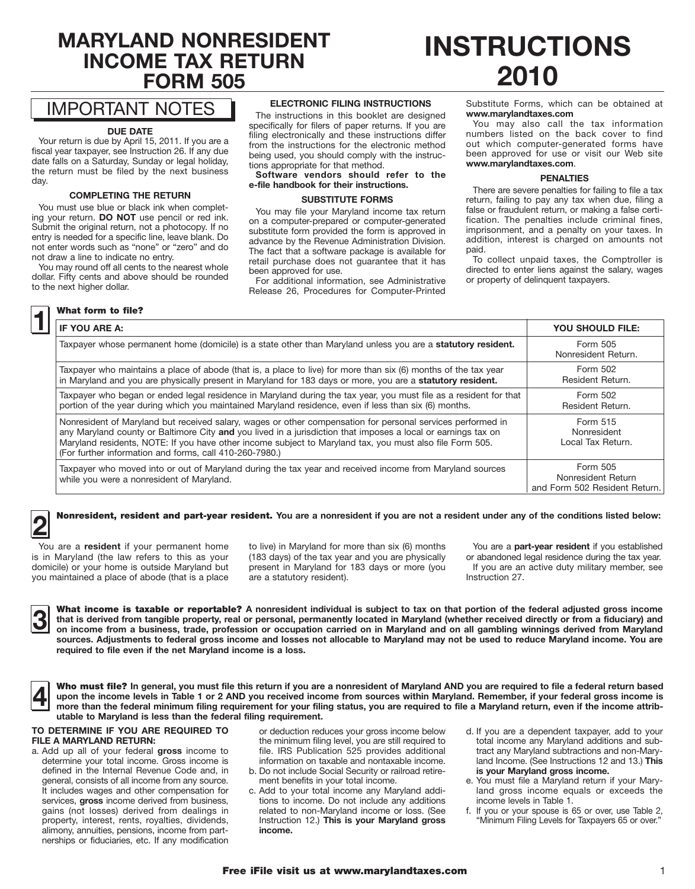# MARYLAND NONRESIDENT INCOME TAX RETURN FORM 505

# INSTRUCTIONS 2010

## IMPORTANT NOTES

### DUE DATE

Your return is due by April 15, 2011. If you are a fiscal year taxpayer, see Instruction 26. If any due date falls on a Saturday, Sunday or legal holiday, the return must be filed by the next business day.

### COMPLETING THE RETURN

You must use blue or black ink when completing your return. **DO NOT** use pencil or red ink. Submit the original return, not a photocopy. If no entry is needed for a specific line, leave blank. Do not enter words such as "none" or "zero" and do not draw a line to indicate no entry.

You may round off all cents to the nearest whole dollar. Fifty cents and above should be rounded to the next higher dollar.

### ELECTRONIC FILING INSTRUCTIONS

The instructions in this booklet are designed specifically for filers of paper returns. If you are filing electronically and these instructions differ from the instructions for the electronic method being used, you should comply with the instructions appropriate for that method.

**Software vendors should refer to the e-file handbook for their instructions.**

### SUBSTITUTE FORMS

You may file your Maryland income tax return on a computer-prepared or computer-generated substitute form provided the form is approved in advance by the Revenue Administration Division. The fact that a software package is available for retail purchase does not guarantee that it has been approved for use.

For additional information, see Administrative Release 26, Procedures for Computer-Printed Substitute Forms, which can be obtained at **www.marylandtaxes.com**

You may also call the tax information numbers listed on the back cover to find out which computer-generated forms have been approved for use or visit our Web site **www.marylandtaxes.com**.

### PENALTIES

There are severe penalties for failing to file a tax return, failing to pay any tax when due, filing a false or fraudulent return, or making a false certification. The penalties include criminal fines, imprisonment, and a penalty on your taxes. In addition, interest is charged on amounts not paid.

To collect unpaid taxes, the Comptroller is directed to enter liens against the salary, wages or property of delinquent taxpayers.

## 1 What form to file?

| IF YOU ARE A: | YOU SHOULD FILE: |
|---|---|
| Taxpayer whose permanent home (domicile) is a state other than Maryland unless you are a **statutory resident.** | Form 505 Nonresident Return. |
| Taxpayer who maintains a place of abode (that is, a place to live) for more than six (6) months of the tax year in Maryland and you are physically present in Maryland for 183 days or more, you are a **statutory resident.** | Form 502 Resident Return. |
| Taxpayer who began or ended legal residence in Maryland during the tax year, you must file as a resident for that portion of the year during which you maintained Maryland residence, even if less than six (6) months. | Form 502 Resident Return. |
| Nonresident of Maryland but received salary, wages or other compensation for personal services performed in any Maryland county or Baltimore City **and** you lived in a jurisdiction that imposes a local or earnings tax on Maryland residents, NOTE: If you have other income subject to Maryland tax, you must also file Form 505. (For further information and forms, call 410-260-7980.) | Form 515 Nonresident Local Tax Return. |
| Taxpayer who moved into or out of Maryland during the tax year and received income from Maryland sources while you were a nonresident of Maryland. | Form 505 Nonresident Return and Form 502 Resident Return. |

## 2 Nonresident, resident and part-year resident. You are a nonresident if you are not a resident under any of the conditions listed below:

You are a **resident** if your permanent home is in Maryland (the law refers to this as your domicile) or your home is outside Maryland but you maintained a place of abode (that is a place to live) in Maryland for more than six (6) months (183 days) of the tax year and you are physically present in Maryland for 183 days or more (you are a statutory resident).

You are a **part-year resident** if you established or abandoned legal residence during the tax year.

If you are an active duty military member, see Instruction 27.

## 3 What income is taxable or reportable? A nonresident individual is subject to tax on that portion of the federal adjusted gross income that is derived from tangible property, real or personal, permanently located in Maryland (whether received directly or from a fiduciary) and on income from a business, trade, profession or occupation carried on in Maryland and on all gambling winnings derived from Maryland sources. Adjustments to federal gross income and losses not allocable to Maryland may not be used to reduce Maryland income. You are required to file even if the net Maryland income is a loss.

## 4 Who must file? In general, you must file this return if you are a nonresident of Maryland AND you are required to file a federal return based upon the income levels in Table 1 or 2 AND you received income from sources within Maryland. Remember, if your federal gross income is more than the federal minimum filing requirement for your filing status, you are required to file a Maryland return, even if the income attributable to Maryland is less than the federal filing requirement.

**TO DETERMINE IF YOU ARE REQUIRED TO FILE A MARYLAND RETURN:**

a. Add up all of your federal **gross** income to determine your total income. Gross income is defined in the Internal Revenue Code and, in general, consists of all income from any source. It includes wages and other compensation for services, **gross** income derived from business, gains (not losses) derived from dealings in property, interest, rents, royalties, dividends, alimony, annuities, pensions, income from partnerships or fiduciaries, etc. If any modification or deduction reduces your gross income below the minimum filing level, you are still required to file. IRS Publication 525 provides additional information on taxable and nontaxable income.

b. Do not include Social Security or railroad retirement benefits in your total income.

c. Add to your total income any Maryland additions to income. Do not include any additions related to non-Maryland income or loss. (See Instruction 12.) **This is your Maryland gross income.**

d. If you are a dependent taxpayer, add to your total income any Maryland additions and subtract any Maryland subtractions and non-Maryland Income. (See Instructions 12 and 13.) **This is your Maryland gross income.**

e. You must file a Maryland return if your Maryland gross income equals or exceeds the income levels in Table 1.

f. If you or your spouse is 65 or over, use Table 2, "Minimum Filing Levels for Taxpayers 65 or over."

**Free iFile visit us at www.marylandtaxes.com**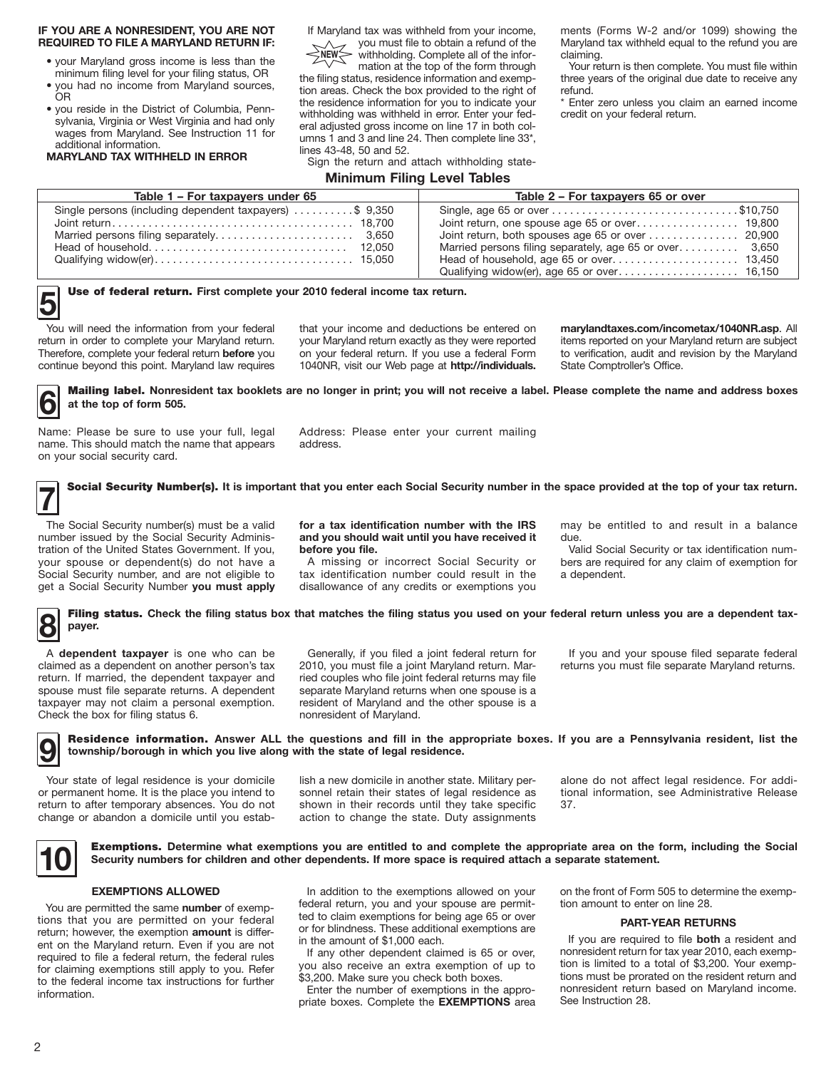**IF YOU ARE A NONRESIDENT, YOU ARE NOT REQUIRED TO FILE A MARYLAND RETURN IF:**

- your Maryland gross income is less than the minimum filing level for your filing status, OR
- you had no income from Maryland sources, OR
- you reside in the District of Columbia, Pennsylvania, Virginia or West Virginia and had only wages from Maryland. See Instruction 11 for additional information.

**MARYLAND TAX WITHHELD IN ERROR**

If Maryland tax was withheld from your income, NEW you must file to obtain a refund of the withholding. Complete all of the information at the top of the form through the filing status, residence information and exemption areas. Check the box provided to the right of the residence information for you to indicate your withholding was withheld in error. Enter your federal adjusted gross income on line 17 in both columns 1 and 3 and line 24. Then complete line 33*, lines 43-48, 50 and 52.

Sign the return and attach withholding statements (Forms W-2 and/or 1099) showing the Maryland tax withheld equal to the refund you are claiming.

Your return is then complete. You must file within three years of the original due date to receive any refund.

\* Enter zero unless you claim an earned income credit on your federal return.

## Minimum Filing Level Tables

| Table 1 – For taxpayers under 65 | |
|---|---|
| Single persons (including dependent taxpayers) | $ 9,350 |
| Joint return | 18,700 |
| Married persons filing separately | 3,650 |
| Head of household | 12,050 |
| Qualifying widow(er) | 15,050 |

| Table 2 – For taxpayers 65 or over | |
|---|---|
| Single, age 65 or over | $10,750 |
| Joint return, one spouse age 65 or over | 19,800 |
| Joint return, both spouses age 65 or over | 20,900 |
| Married persons filing separately, age 65 or over | 3,650 |
| Head of household, age 65 or over | 13,450 |
| Qualifying widow(er), age 65 or over | 16,150 |

## 5 Use of federal return. First complete your 2010 federal income tax return.

You will need the information from your federal return in order to complete your Maryland return. Therefore, complete your federal return **before** you continue beyond this point. Maryland law requires that your income and deductions be entered on your Maryland return exactly as they were reported on your federal return. If you use a federal Form 1040NR, visit our Web page at **http://individuals.marylandtaxes.com/incometax/1040NR.asp**. All items reported on your Maryland return are subject to verification, audit and revision by the Maryland State Comptroller's Office.

## 6 Mailing label. Nonresident tax booklets are no longer in print; you will not receive a label. Please complete the name and address boxes at the top of form 505.

Name: Please be sure to use your full, legal name. This should match the name that appears on your social security card.

Address: Please enter your current mailing address.

## 7 Social Security Number(s). It is important that you enter each Social Security number in the space provided at the top of your tax return.

The Social Security number(s) must be a valid number issued by the Social Security Administration of the United States Government. If you, your spouse or dependent(s) do not have a Social Security number, and are not eligible to get a Social Security Number **you must apply for a tax identification number with the IRS and you should wait until you have received it before you file.**

A missing or incorrect Social Security or tax identification number could result in the disallowance of any credits or exemptions you may be entitled to and result in a balance due.

Valid Social Security or tax identification numbers are required for any claim of exemption for a dependent.

## 8 Filing status. Check the filing status box that matches the filing status you used on your federal return unless you are a dependent taxpayer.

A **dependent taxpayer** is one who can be claimed as a dependent on another person's tax return. If married, the dependent taxpayer and spouse must file separate returns. A dependent taxpayer may not claim a personal exemption. Check the box for filing status 6.

Generally, if you filed a joint federal return for 2010, you must file a joint Maryland return. Married couples who file joint federal returns may file separate Maryland returns when one spouse is a resident of Maryland and the other spouse is a nonresident of Maryland.

If you and your spouse filed separate federal returns you must file separate Maryland returns.

## 9 Residence information. Answer ALL the questions and fill in the appropriate boxes. If you are a Pennsylvania resident, list the township/borough in which you live along with the state of legal residence.

Your state of legal residence is your domicile or permanent home. It is the place you intend to return to after temporary absences. You do not change or abandon a domicile until you establish a new domicile in another state. Military personnel retain their states of legal residence as shown in their records until they take specific action to change the state. Duty assignments alone do not affect legal residence. For additional information, see Administrative Release 37.

## 10 Exemptions. Determine what exemptions you are entitled to and complete the appropriate area on the form, including the Social Security numbers for children and other dependents. If more space is required attach a separate statement.

### EXEMPTIONS ALLOWED

You are permitted the same **number** of exemptions that you are permitted on your federal return; however, the exemption **amount** is different on the Maryland return. Even if you are not required to file a federal return, the federal rules for claiming exemptions still apply to you. Refer to the federal income tax instructions for further information.

In addition to the exemptions allowed on your federal return, you and your spouse are permitted to claim exemptions for being age 65 or over or for blindness. These additional exemptions are in the amount of $1,000 each.

If any other dependent claimed is 65 or over, you also receive an extra exemption of up to $3,200. Make sure you check both boxes.

Enter the number of exemptions in the appropriate boxes. Complete the **EXEMPTIONS** area on the front of Form 505 to determine the exemption amount to enter on line 28.

### PART-YEAR RETURNS

If you are required to file **both** a resident and nonresident return for tax year 2010, each exemption is limited to a total of $3,200. Your exemptions must be prorated on the resident return and nonresident return based on Maryland income. See Instruction 28.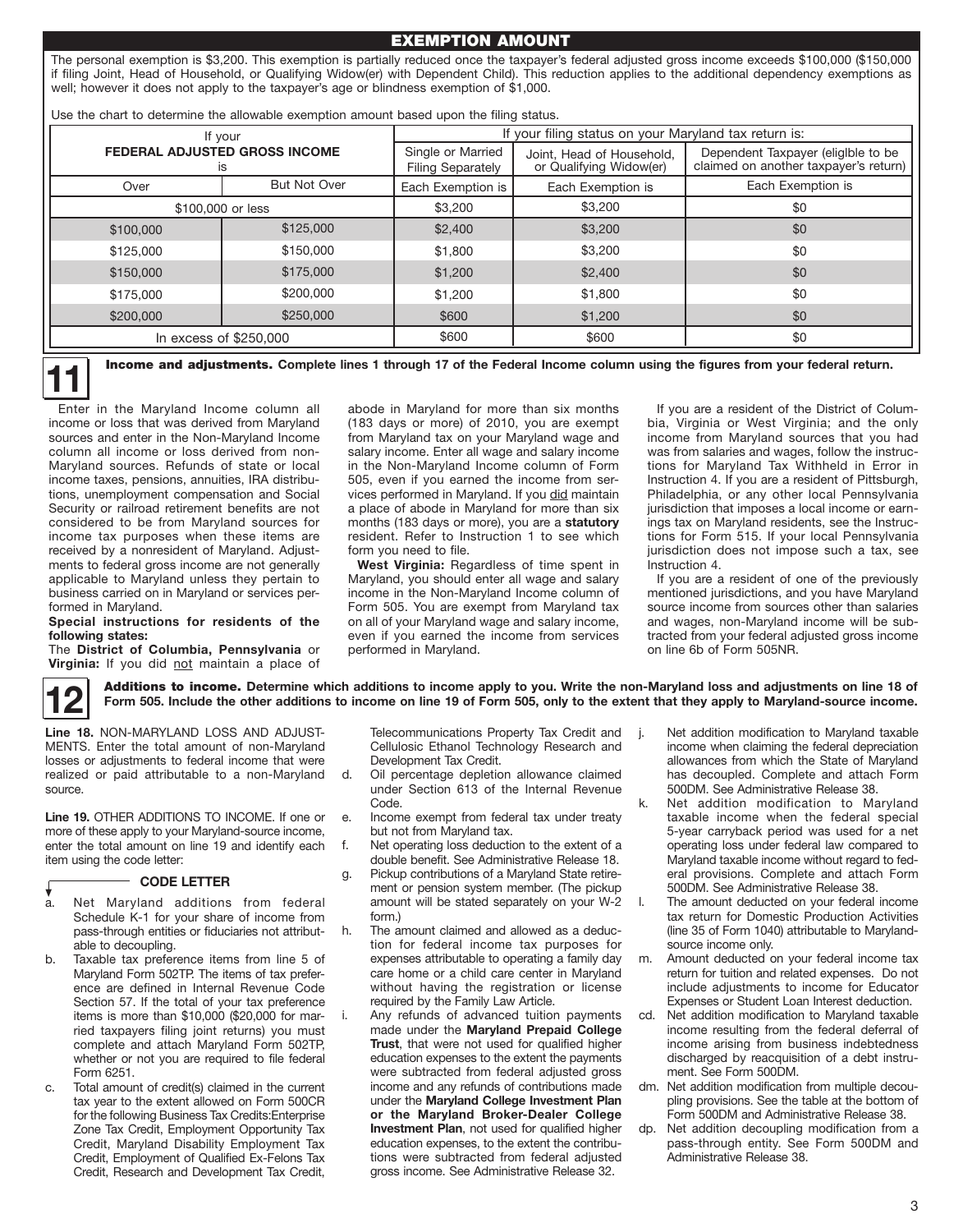## EXEMPTION AMOUNT

The personal exemption is $3,200. This exemption is partially reduced once the taxpayer's federal adjusted gross income exceeds $100,000 ($150,000 if filing Joint, Head of Household, or Qualifying Widow(er) with Dependent Child). This reduction applies to the additional dependency exemptions as well; however it does not apply to the taxpayer's age or blindness exemption of $1,000.

Use the chart to determine the allowable exemption amount based upon the filing status.

| If your FEDERAL ADJUSTED GROSS INCOME is | | If your filing status on your Maryland tax return is: | | |
|---|---|---|---|---|
| | | Single or Married Filing Separately | Joint, Head of Household, or Qualifying Widow(er) | Dependent Taxpayer (eliglble to be claimed on another taxpayer's return) |
| Over | But Not Over | Each Exemption is | Each Exemption is | Each Exemption is |
| $100,000 or less | | $3,200 | $3,200 | $0 |
| $100,000 | $125,000 | $2,400 | $3,200 | $0 |
| $125,000 | $150,000 | $1,800 | $3,200 | $0 |
| $150,000 | $175,000 | $1,200 | $2,400 | $0 |
| $175,000 | $200,000 | $1,200 | $1,800 | $0 |
| $200,000 | $250,000 | $600 | $1,200 | $0 |
| In excess of $250,000 | | $600 | $600 | $0 |

## 11 Income and adjustments.

**Complete lines 1 through 17 of the Federal Income column using the figures from your federal return.**

Enter in the Maryland Income column all income or loss that was derived from Maryland sources and enter in the Non-Maryland Income column all income or loss derived from non-Maryland sources. Refunds of state or local income taxes, pensions, annuities, IRA distributions, unemployment compensation and Social Security or railroad retirement benefits are not considered to be from Maryland sources for income tax purposes when these items are received by a nonresident of Maryland. Adjustments to federal gross income are not generally applicable to Maryland unless they pertain to business carried on in Maryland or services performed in Maryland.

**Special instructions for residents of the following states:**

The **District of Columbia, Pennsylvania** or **Virginia:** If you did not maintain a place of abode in Maryland for more than six months (183 days or more) of 2010, you are exempt from Maryland tax on your Maryland wage and salary income. Enter all wage and salary income in the Non-Maryland Income column of Form 505, even if you earned the income from services performed in Maryland. If you did maintain a place of abode in Maryland for more than six months (183 days or more), you are a **statutory** resident. Refer to Instruction 1 to see which form you need to file.

**West Virginia:** Regardless of time spent in Maryland, you should enter all wage and salary income in the Non-Maryland Income column of Form 505. You are exempt from Maryland tax on all of your Maryland wage and salary income, even if you earned the income from services performed in Maryland.

If you are a resident of the District of Columbia, Virginia or West Virginia; and the only income from Maryland sources that you had was from salaries and wages, follow the instructions for Maryland Tax Withheld in Error in Instruction 4. If you are a resident of Pittsburgh, Philadelphia, or any other local Pennsylvania jurisdiction that imposes a local income or earnings tax on Maryland residents, see the Instructions for Form 515. If your local Pennsylvania jurisdiction does not impose such a tax, see Instruction 4.

If you are a resident of one of the previously mentioned jurisdictions, and you have Maryland source income from sources other than salaries and wages, non-Maryland income will be subtracted from your federal adjusted gross income on line 6b of Form 505NR.

## 12 Additions to income.

**Determine which additions to income apply to you. Write the non-Maryland loss and adjustments on line 18 of Form 505. Include the other additions to income on line 19 of Form 505, only to the extent that they apply to Maryland-source income.**

**Line 18.** NON-MARYLAND LOSS AND ADJUSTMENTS. Enter the total amount of non-Maryland losses or adjustments to federal income that were realized or paid attributable to a non-Maryland source.

**Line 19.** OTHER ADDITIONS TO INCOME. If one or more of these apply to your Maryland-source income, enter the total amount on line 19 and identify each item using the code letter:

**CODE LETTER**

a. Net Maryland additions from federal Schedule K-1 for your share of income from pass-through entities or fiduciaries not attributable to decoupling.

b. Taxable tax preference items from line 5 of Maryland Form 502TP. The items of tax preference are defined in Internal Revenue Code Section 57. If the total of your tax preference items is more than $10,000 ($20,000 for married taxpayers filing joint returns) you must complete and attach Maryland Form 502TP, whether or not you are required to file federal Form 6251.

c. Total amount of credit(s) claimed in the current tax year to the extent allowed on Form 500CR for the following Business Tax Credits:Enterprise Zone Tax Credit, Employment Opportunity Tax Credit, Maryland Disability Employment Tax Credit, Employment of Qualified Ex-Felons Tax Credit, Research and Development Tax Credit, Telecommunications Property Tax Credit and Cellulosic Ethanol Technology Research and Development Tax Credit.

d. Oil percentage depletion allowance claimed under Section 613 of the Internal Revenue Code.

e. Income exempt from federal tax under treaty but not from Maryland tax.

f. Net operating loss deduction to the extent of a double benefit. See Administrative Release 18.

g. Pickup contributions of a Maryland State retirement or pension system member. (The pickup amount will be stated separately on your W-2 form.)

h. The amount claimed and allowed as a deduction for federal income tax purposes for expenses attributable to operating a family day care home or a child care center in Maryland without having the registration or license required by the Family Law Article.

i. Any refunds of advanced tuition payments made under the **Maryland Prepaid College Trust**, that were not used for qualified higher education expenses to the extent the payments were subtracted from federal adjusted gross income and any refunds of contributions made under the **Maryland College Investment Plan or the Maryland Broker-Dealer College Investment Plan**, not used for qualified higher education expenses, to the extent the contributions were subtracted from federal adjusted gross income. See Administrative Release 32.

j. Net addition modification to Maryland taxable income when claiming the federal depreciation allowances from which the State of Maryland has decoupled. Complete and attach Form 500DM. See Administrative Release 38.

k. Net addition modification to Maryland taxable income when the federal special 5-year carryback period was used for a net operating loss under federal law compared to Maryland taxable income without regard to federal provisions. Complete and attach Form 500DM. See Administrative Release 38.

l. The amount deducted on your federal income tax return for Domestic Production Activities (line 35 of Form 1040) attributable to Maryland-source income only.

m. Amount deducted on your federal income tax return for tuition and related expenses. Do not include adjustments to income for Educator Expenses or Student Loan Interest deduction.

cd. Net addition modification to Maryland taxable income resulting from the federal deferral of income arising from business indebtedness discharged by reacquisition of a debt instrument. See Form 500DM.

dm. Net addition modification from multiple decoupling provisions. See the table at the bottom of Form 500DM and Administrative Release 38.

dp. Net addition decoupling modification from a pass-through entity. See Form 500DM and Administrative Release 38.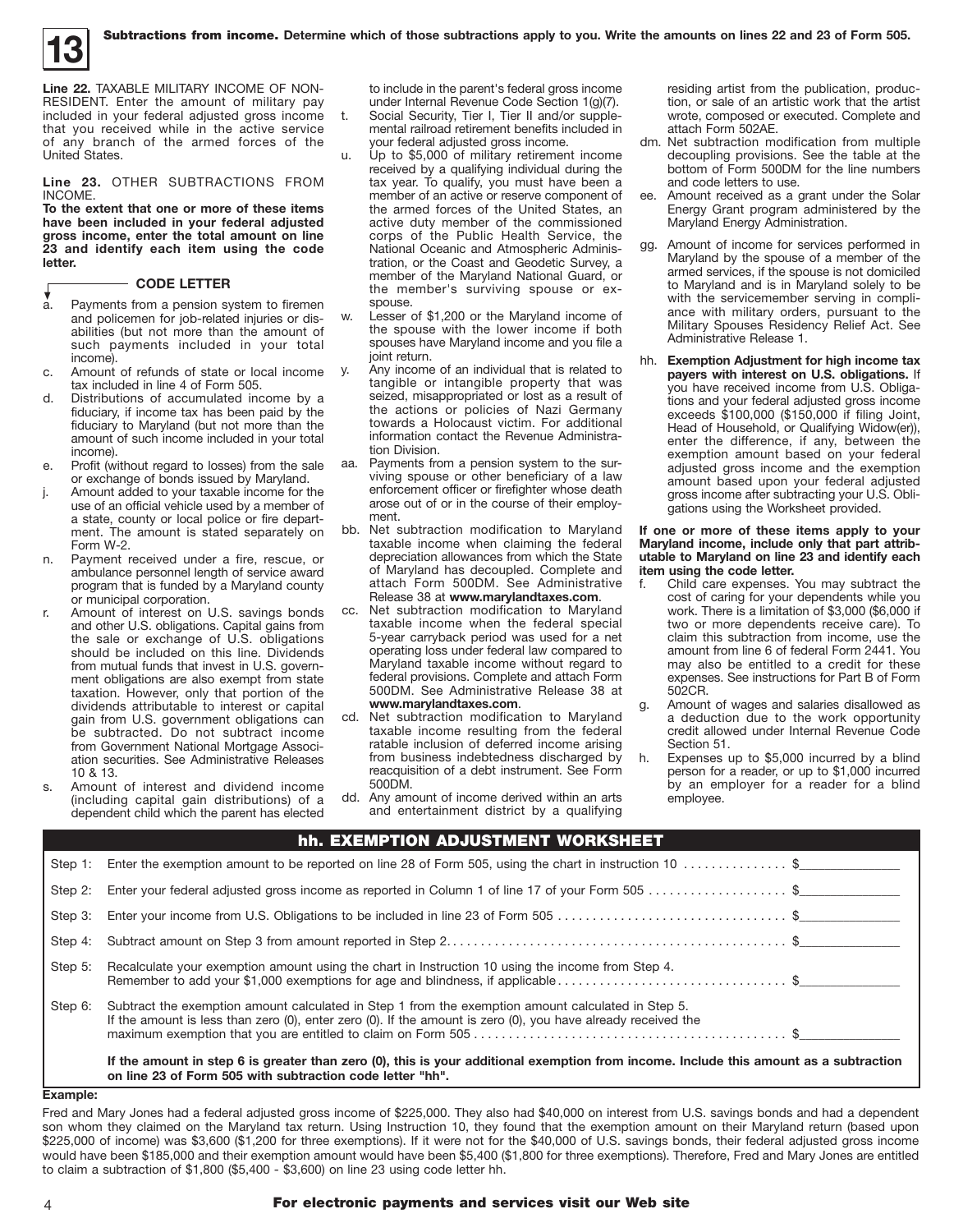## 13 Subtractions from income. Determine which of those subtractions apply to you. Write the amounts on lines 22 and 23 of Form 505.

**Line 22.** TAXABLE MILITARY INCOME OF NONRESIDENT. Enter the amount of military pay included in your federal adjusted gross income that you received while in the active service of any branch of the armed forces of the United States.

**Line 23.** OTHER SUBTRACTIONS FROM INCOME.

**To the extent that one or more of these items have been included in your federal adjusted gross income, enter the total amount on line 23 and identify each item using the code letter.**

**CODE LETTER**

- a. Payments from a pension system to firemen and policemen for job-related injuries or disabilities (but not more than the amount of such payments included in your total income).
- c. Amount of refunds of state or local income tax included in line 4 of Form 505.
- d. Distributions of accumulated income by a fiduciary, if income tax has been paid by the fiduciary to Maryland (but not more than the amount of such income included in your total income).
- e. Profit (without regard to losses) from the sale or exchange of bonds issued by Maryland.
- j. Amount added to your taxable income for the use of an official vehicle used by a member of a state, county or local police or fire department. The amount is stated separately on Form W-2.
- n. Payment received under a fire, rescue, or ambulance personnel length of service award program that is funded by a Maryland county or municipal corporation.
- r. Amount of interest on U.S. savings bonds and other U.S. obligations. Capital gains from the sale or exchange of U.S. obligations should be included on this line. Dividends from mutual funds that invest in U.S. government obligations are also exempt from state taxation. However, only that portion of the dividends attributable to interest or capital gain from U.S. government obligations can be subtracted. Do not subtract income from Government National Mortgage Association securities. See Administrative Releases 10 & 13.
- s. Amount of interest and dividend income (including capital gain distributions) of a dependent child which the parent has elected to include in the parent's federal gross income under Internal Revenue Code Section 1(g)(7).
- t. Social Security, Tier I, Tier II and/or supplemental railroad retirement benefits included in your federal adjusted gross income.
- u. Up to $5,000 of military retirement income received by a qualifying individual during the tax year. To qualify, you must have been a member of an active or reserve component of the armed forces of the United States, an active duty member of the commissioned corps of the Public Health Service, the National Oceanic and Atmospheric Administration, or the Coast and Geodetic Survey, a member of the Maryland National Guard, or the member's surviving spouse or ex-spouse.
- w. Lesser of $1,200 or the Maryland income of the spouse with the lower income if both spouses have Maryland income and you file a joint return.
- y. Any income of an individual that is related to tangible or intangible property that was seized, misappropriated or lost as a result of the actions or policies of Nazi Germany towards a Holocaust victim. For additional information contact the Revenue Administration Division.
- aa. Payments from a pension system to the surviving spouse or other beneficiary of a law enforcement officer or firefighter whose death arose out of or in the course of their employment.
- bb. Net subtraction modification to Maryland taxable income when claiming the federal depreciation allowances from which the State of Maryland has decoupled. Complete and attach Form 500DM. See Administrative Release 38 at **www.marylandtaxes.com**.
- cc. Net subtraction modification to Maryland taxable income when the federal special 5-year carryback period was used for a net operating loss under federal law compared to Maryland taxable income without regard to federal provisions. Complete and attach Form 500DM. See Administrative Release 38 at **www.marylandtaxes.com**.
- cd. Net subtraction modification to Maryland taxable income resulting from the federal ratable inclusion of deferred income arising from business indebtedness discharged by reacquisition of a debt instrument. See Form 500DM.
- dd. Any amount of income derived within an arts and entertainment district by a qualifying residing artist from the publication, production, or sale of an artistic work that the artist wrote, composed or executed. Complete and attach Form 502AE.
- dm. Net subtraction modification from multiple decoupling provisions. See the table at the bottom of Form 500DM for the line numbers and code letters to use.
- ee. Amount received as a grant under the Solar Energy Grant program administered by the Maryland Energy Administration.
- gg. Amount of income for services performed in Maryland by the spouse of a member of the armed services, if the spouse is not domiciled to Maryland and is in Maryland solely to be with the servicemember serving in compliance with military orders, pursuant to the Military Spouses Residency Relief Act. See Administrative Release 1.
- hh. **Exemption Adjustment for high income tax payers with interest on U.S. obligations.** If you have received income from U.S. Obligations and your federal adjusted gross income exceeds $100,000 ($150,000 if filing Joint, Head of Household, or Qualifying Widow(er)), enter the difference, if any, between the exemption amount based on your federal adjusted gross income and the exemption amount based upon your federal adjusted gross income after subtracting your U.S. Obligations using the Worksheet provided.

**If one or more of these items apply to your Maryland income, include only that part attributable to Maryland on line 23 and identify each item using the code letter.**

- f. Child care expenses. You may subtract the cost of caring for your dependents while you work. There is a limitation of $3,000 ($6,000 if two or more dependents receive care). To claim this subtraction from income, use the amount from line 6 of federal Form 2441. You may also be entitled to a credit for these expenses. See instructions for Part B of Form 502CR.
- g. Amount of wages and salaries disallowed as a deduction due to the work opportunity credit allowed under Internal Revenue Code Section 51.
- h. Expenses up to $5,000 incurred by a blind person for a reader, or up to $1,000 incurred by an employer for a reader for a blind employee.

### hh. EXEMPTION ADJUSTMENT WORKSHEET

| Step | Description | Amount |
|---|---|---|
| Step 1: | Enter the exemption amount to be reported on line 28 of Form 505, using the chart in instruction 10 | $ |
| Step 2: | Enter your federal adjusted gross income as reported in Column 1 of line 17 of your Form 505 | $ |
| Step 3: | Enter your income from U.S. Obligations to be included in line 23 of Form 505 | $ |
| Step 4: | Subtract amount on Step 3 from amount reported in Step 2 | $ |
| Step 5: | Recalculate your exemption amount using the chart in Instruction 10 using the income from Step 4. Remember to add your $1,000 exemptions for age and blindness, if applicable | $ |
| Step 6: | Subtract the exemption amount calculated in Step 1 from the exemption amount calculated in Step 5. If the amount is less than zero (0), enter zero (0). If the amount is zero (0), you have already received the maximum exemption that you are entitled to claim on Form 505 | $ |

**If the amount in step 6 is greater than zero (0), this is your additional exemption from income. Include this amount as a subtraction on line 23 of Form 505 with subtraction code letter "hh".**

**Example:**

Fred and Mary Jones had a federal adjusted gross income of $225,000. They also had $40,000 on interest from U.S. savings bonds and had a dependent son whom they claimed on the Maryland tax return. Using Instruction 10, they found that the exemption amount on their Maryland return (based upon $225,000 of income) was $3,600 ($1,200 for three exemptions). If it were not for the $40,000 of U.S. savings bonds, their federal adjusted gross income would have been $185,000 and their exemption amount would have been $5,400 ($1,800 for three exemptions). Therefore, Fred and Mary Jones are entitled to claim a subtraction of $1,800 ($5,400 - $3,600) on line 23 using code letter hh.

**For electronic payments and services visit our Web site**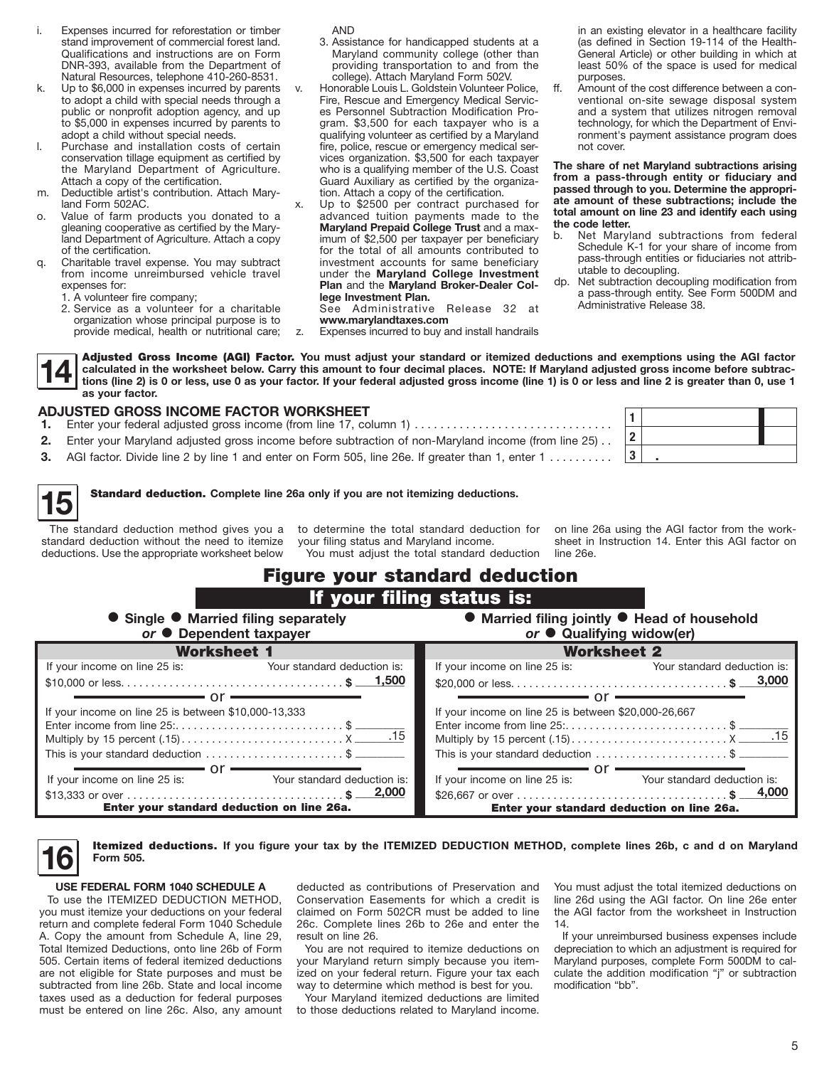i. Expenses incurred for reforestation or timber stand improvement of commercial forest land. Qualifications and instructions are on Form DNR-393, available from the Department of Natural Resources, telephone 410-260-8531.

k. Up to $6,000 in expenses incurred by parents to adopt a child with special needs through a public or nonprofit adoption agency, and up to $5,000 in expenses incurred by parents to adopt a child without special needs.

l. Purchase and installation costs of certain conservation tillage equipment as certified by the Maryland Department of Agriculture. Attach a copy of the certification.

m. Deductible artist's contribution. Attach Maryland Form 502AC.

o. Value of farm products you donated to a gleaning cooperative as certified by the Maryland Department of Agriculture. Attach a copy of the certification.

q. Charitable travel expense. You may subtract from income unreimbursed vehicle travel expenses for:
   1. A volunteer fire company;
   2. Service as a volunteer for a charitable organization whose principal purpose is to provide medical, health or nutritional care; AND
   3. Assistance for handicapped students at a Maryland community college (other than providing transportation to and from the college). Attach Maryland Form 502V.

v. Honorable Louis L. Goldstein Volunteer Police, Fire, Rescue and Emergency Medical Services Personnel Subtraction Modification Program. $3,500 for each taxpayer who is a qualifying volunteer as certified by a Maryland fire, police, rescue or emergency medical services organization. $3,500 for each taxpayer who is a qualifying member of the U.S. Coast Guard Auxiliary as certified by the organization. Attach a copy of the certification.

x. Up to $2500 per contract purchased for advanced tuition payments made to the **Maryland Prepaid College Trust** and a maximum of $2,500 per taxpayer per beneficiary for the total of all amounts contributed to investment accounts for same beneficiary under the **Maryland College Investment Plan** and the **Maryland Broker-Dealer College Investment Plan.**
See Administrative Release 32 at **www.marylandtaxes.com**

z. Expenses incurred to buy and install handrails in an existing elevator in a healthcare facility (as defined in Section 19-114 of the Health-General Article) or other building in which at least 50% of the space is used for medical purposes.

ff. Amount of the cost difference between a conventional on-site sewage disposal system and a system that utilizes nitrogen removal technology, for which the Department of Environment's payment assistance program does not cover.

**The share of net Maryland subtractions arising from a pass-through entity or fiduciary and passed through to you. Determine the appropriate amount of these subtractions; include the total amount on line 23 and identify each using the code letter.**

b. Net Maryland subtractions from federal Schedule K-1 for your share of income from pass-through entities or fiduciaries not attributable to decoupling.

dp. Net subtraction decoupling modification from a pass-through entity. See Form 500DM and Administrative Release 38.

## 14

**Adjusted Gross Income (AGI) Factor. You must adjust your standard or itemized deductions and exemptions using the AGI factor calculated in the worksheet below. Carry this amount to four decimal places. NOTE: If Maryland adjusted gross income before subtractions (line 2) is 0 or less, use 0 as your factor. If your federal adjusted gross income (line 1) is 0 or less and line 2 is greater than 0, use 1 as your factor.**

### ADJUSTED GROSS INCOME FACTOR WORKSHEET

| | | | |
|---|---|---|---|
| **1.** | Enter your federal adjusted gross income (from line 17, column 1) | **1** | |
| **2.** | Enter your Maryland adjusted gross income before subtraction of non-Maryland income (from line 25) | **2** | |
| **3.** | AGI factor. Divide line 2 by line 1 and enter on Form 505, line 26e. If greater than 1, enter 1 | **3** | . |

## 15

**Standard deduction. Complete line 26a only if you are not itemizing deductions.**

The standard deduction method gives you a standard deduction without the need to itemize deductions. Use the appropriate worksheet below to determine the total standard deduction for your filing status and Maryland income.

You must adjust the total standard deduction on line 26a using the AGI factor from the worksheet in Instruction 14. Enter this AGI factor on line 26e.

## Figure your standard deduction

### If your filing status is:

**● Single ● Married filing separately *or* ● Dependent taxpayer**

**Worksheet 1**

| If your income on line 25 is: | Your standard deduction is: |
|---|---|
| $10,000 or less | $ 1,500 |
| **or** | |
| If your income on line 25 is between $10,000-13,333 | |
| Enter income from line 25: | $ ______ |
| Multiply by 15 percent (.15) | X .15 |
| This is your standard deduction | $ ______ |
| **or** | |
| If your income on line 25 is: | Your standard deduction is: |
| $13,333 or over | $ 2,000 |

**Enter your standard deduction on line 26a.**

**● Married filing jointly ● Head of household *or* ● Qualifying widow(er)**

**Worksheet 2**

| If your income on line 25 is: | Your standard deduction is: |
|---|---|
| $20,000 or less | $ 3,000 |
| **or** | |
| If your income on line 25 is between $20,000-26,667 | |
| Enter income from line 25: | $ ______ |
| Multiply by 15 percent (.15) | X .15 |
| This is your standard deduction | $ ______ |
| **or** | |
| If your income on line 25 is: | Your standard deduction is: |
| $26,667 or over | $ 4,000 |

**Enter your standard deduction on line 26a.**

## 16

**Itemized deductions. If you figure your tax by the ITEMIZED DEDUCTION METHOD, complete lines 26b, c and d on Maryland Form 505.**

**USE FEDERAL FORM 1040 SCHEDULE A**

To use the ITEMIZED DEDUCTION METHOD, you must itemize your deductions on your federal return and complete federal Form 1040 Schedule A. Copy the amount from Schedule A, line 29, Total Itemized Deductions, onto line 26b of Form 505. Certain items of federal itemized deductions are not eligible for State purposes and must be subtracted from line 26b. State and local income taxes used as a deduction for federal purposes must be entered on line 26c. Also, any amount deducted as contributions of Preservation and Conservation Easements for which a credit is claimed on Form 502CR must be added to line 26c. Complete lines 26b to 26e and enter the result on line 26.

You are not required to itemize deductions on your Maryland return simply because you itemized on your federal return. Figure your tax each way to determine which method is best for you.

Your Maryland itemized deductions are limited to those deductions related to Maryland income. You must adjust the total itemized deductions on line 26d using the AGI factor. On line 26e enter the AGI factor from the worksheet in Instruction 14.

If your unreimbursed business expenses include depreciation to which an adjustment is required for Maryland purposes, complete Form 500DM to calculate the addition modification "j" or subtraction modification "bb".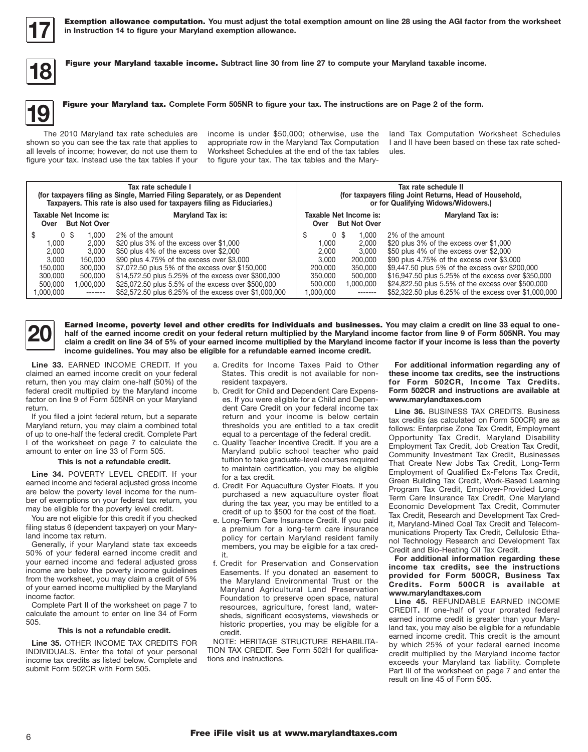## 17

**Exemption allowance computation. You must adjust the total exemption amount on line 28 using the AGI factor from the worksheet in Instruction 14 to figure your Maryland exemption allowance.**

## 18

**Figure your Maryland taxable income. Subtract line 30 from line 27 to compute your Maryland taxable income.**

## 19

**Figure your Maryland tax. Complete Form 505NR to figure your tax. The instructions are on Page 2 of the form.**

The 2010 Maryland tax rate schedules are shown so you can see the tax rate that applies to all levels of income; however, do not use them to figure your tax. Instead use the tax tables if your income is under $50,000; otherwise, use the appropriate row in the Maryland Tax Computation Worksheet Schedules at the end of the tax tables to figure your tax. The tax tables and the Maryland Tax Computation Worksheet Schedules I and II have been based on these tax rate schedules.

**Tax rate schedule I**
**(for taxpayers filing as Single, Married Filing Separately, or as Dependent Taxpayers. This rate is also used for taxpayers filing as Fiduciaries.)**

| Taxable Net Income is: Over | But Not Over | Maryland Tax is: |
|---|---|---|
| $ 0 | $ 1,000 | 2% of the amount |
| 1,000 | 2,000 | $20 plus 3% of the excess over $1,000 |
| 2,000 | 3,000 | $50 plus 4% of the excess over $2,000 |
| 3,000 | 150,000 | $90 plus 4.75% of the excess over $3,000 |
| 150,000 | 300,000 | $7,072.50 plus 5% of the excess over $150,000 |
| 300,000 | 500,000 | $14,572.50 plus 5.25% of the excess over $300,000 |
| 500,000 | 1,000,000 | $25,072.50 plus 5.5% of the excess over $500,000 |
| 1,000,000 | ------- | $52,572.50 plus 6.25% of the excess over $1,000,000 |

**Tax rate schedule II**
**(for taxpayers filing Joint Returns, Head of Household, or for Qualifying Widows/Widowers.)**

| Taxable Net Income is: Over | But Not Over | Maryland Tax is: |
|---|---|---|
| $ 0 | $ 1,000 | 2% of the amount |
| 1,000 | 2,000 | $20 plus 3% of the excess over $1,000 |
| 2,000 | 3,000 | $50 plus 4% of the excess over $2,000 |
| 3,000 | 200,000 | $90 plus 4.75% of the excess over $3,000 |
| 200,000 | 350,000 | $9,447.50 plus 5% of the excess over $200,000 |
| 350,000 | 500,000 | $16,947.50 plus 5.25% of the excess over $350,000 |
| 500,000 | 1,000,000 | $24,822.50 plus 5.5% of the excess over $500,000 |
| 1,000,000 | ------- | $52,322.50 plus 6.25% of the excess over $1,000,000 |

## 20

**Earned income, poverty level and other credits for individuals and businesses. You may claim a credit on line 33 equal to one-half of the earned income credit on your federal return multiplied by the Maryland income factor from line 9 of Form 505NR. You may claim a credit on line 34 of 5% of your earned income multiplied by the Maryland income factor if your income is less than the poverty income guidelines. You may also be eligible for a refundable earned income credit.**

**Line 33.** EARNED INCOME CREDIT. If you claimed an earned income credit on your federal return, then you may claim one-half (50%) of the federal credit multiplied by the Maryland income factor on line 9 of Form 505NR on your Maryland return.

If you filed a joint federal return, but a separate Maryland return, you may claim a combined total of up to one-half the federal credit. Complete Part I of the worksheet on page 7 to calculate the amount to enter on line 33 of Form 505.

**This is not a refundable credit.**

**Line 34.** POVERTY LEVEL CREDIT. If your earned income and federal adjusted gross income are below the poverty level income for the number of exemptions on your federal tax return, you may be eligible for the poverty level credit.

You are not eligible for this credit if you checked filing status 6 (dependent taxpayer) on your Maryland income tax return.

Generally, if your Maryland state tax exceeds 50% of your federal earned income credit and your earned income and federal adjusted gross income are below the poverty income guidelines from the worksheet, you may claim a credit of 5% of your earned income multiplied by the Maryland income factor.

Complete Part II of the worksheet on page 7 to calculate the amount to enter on line 34 of Form 505.

**This is not a refundable credit.**

**Line 35.** OTHER INCOME TAX CREDITS FOR INDIVIDUALS. Enter the total of your personal income tax credits as listed below. Complete and submit Form 502CR with Form 505.

a. Credits for Income Taxes Paid to Other States. This credit is not available for nonresident taxpayers.
b. Credit for Child and Dependent Care Expenses. If you were eligible for a Child and Dependent Care Credit on your federal income tax return and your income is below certain thresholds you are entitled to a tax credit equal to a percentage of the federal credit.
c. Quality Teacher Incentive Credit. If you are a Maryland public school teacher who paid tuition to take graduate-level courses required to maintain certification, you may be eligible for a tax credit.
d. Credit For Aquaculture Oyster Floats. If you purchased a new aquaculture oyster float during the tax year, you may be entitled to a credit of up to $500 for the cost of the float.
e. Long-Term Care Insurance Credit. If you paid a premium for a long-term care insurance policy for certain Maryland resident family members, you may be eligible for a tax credit.
f. Credit for Preservation and Conservation Easements. If you donated an easement to the Maryland Environmental Trust or the Maryland Agricultural Land Preservation Foundation to preserve open space, natural resources, agriculture, forest land, watersheds, significant ecosystems, viewsheds or historic properties, you may be eligible for a credit.

NOTE: HERITAGE STRUCTURE REHABILITATION TAX CREDIT. See Form 502H for qualifications and instructions.

**For additional information regarding any of these income tax credits, see the instructions for Form 502CR, Income Tax Credits. Form 502CR and instructions are available at www.marylandtaxes.com**

**Line 36.** BUSINESS TAX CREDITS. Business tax credits (as calculated on Form 500CR) are as follows: Enterprise Zone Tax Credit, Employment Opportunity Tax Credit, Maryland Disability Employment Tax Credit, Job Creation Tax Credit, Community Investment Tax Credit, Businesses That Create New Jobs Tax Credit, Long-Term Employment of Qualified Ex-Felons Tax Credit, Green Building Tax Credit, Work-Based Learning Program Tax Credit, Employer-Provided Long-Term Care Insurance Tax Credit, One Maryland Economic Development Tax Credit, Commuter Tax Credit, Research and Development Tax Credit, Maryland-Mined Coal Tax Credit and Telecommunications Property Tax Credit, Cellulosic Ethanol Technology Research and Development Tax Credit and Bio-Heating Oil Tax Credit.

**For additional information regarding these income tax credits, see the instructions provided for Form 500CR, Business Tax Credits. Form 500CR is available at www.marylandtaxes.com**

**Line 45.** REFUNDABLE EARNED INCOME CREDIT**.** If one-half of your prorated federal earned income credit is greater than your Maryland tax, you may also be eligible for a refundable earned income credit. This credit is the amount by which 25% of your federal earned income credit multiplied by the Maryland income factor exceeds your Maryland tax liability. Complete Part III of the worksheet on page 7 and enter the result on line 45 of Form 505.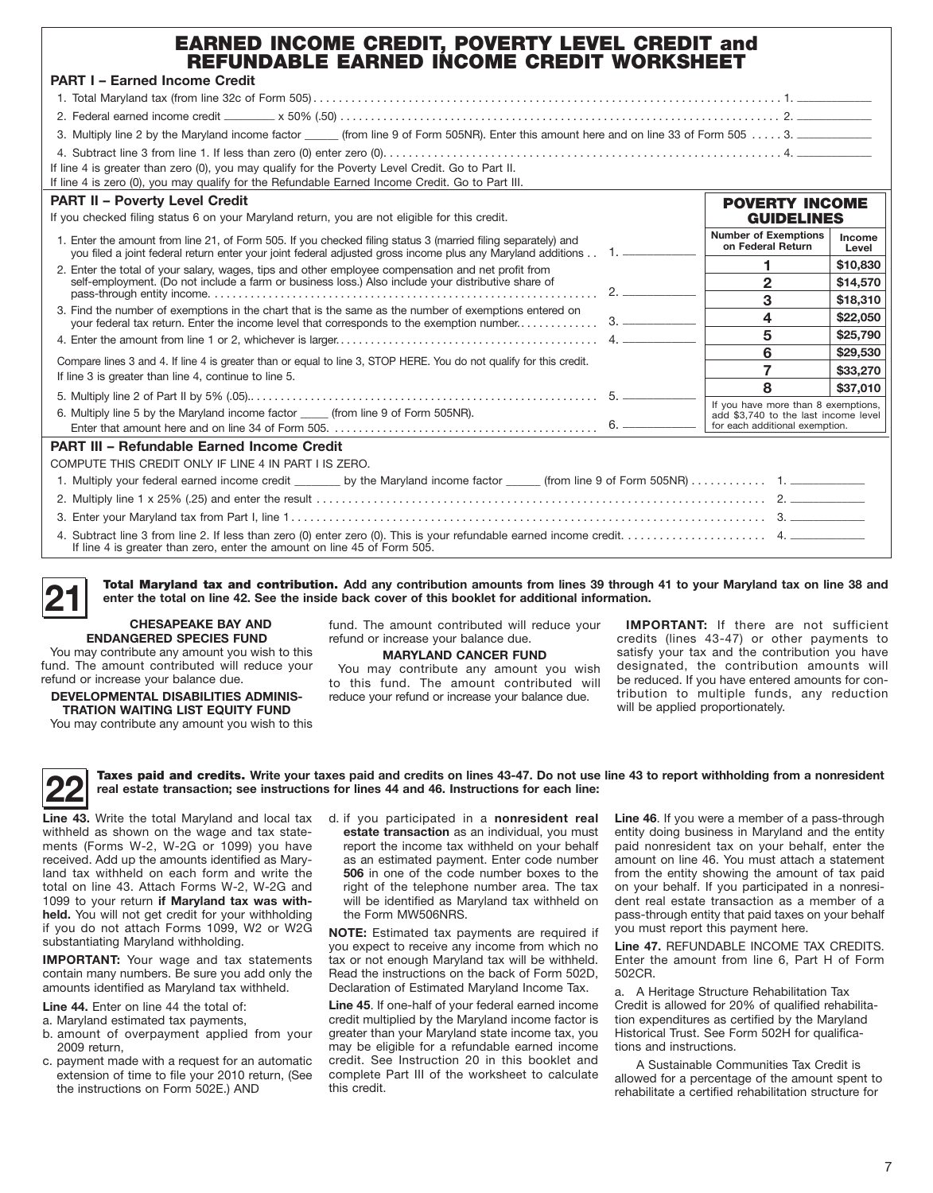# EARNED INCOME CREDIT, POVERTY LEVEL CREDIT and REFUNDABLE EARNED INCOME CREDIT WORKSHEET

## PART I – Earned Income Credit

1. Total Maryland tax (from line 32c of Form 505) . . . . . . . . . . . . . . . . . . . . . . . . . . . . . . . . . . . . . . . . . . . . . . . . . . . . . . . . . . . . . . . . . . . . . . . . . . . 1. ____________
2. Federal earned income credit ________ x 50% (.50) . . . . . . . . . . . . . . . . . . . . . . . . . . . . . . . . . . . . . . . . . . . . . . . . . . . . . . . . . . . . . . . . . . . . . . . . 2. ____________
3. Multiply line 2 by the Maryland income factor ______ (from line 9 of Form 505NR). Enter this amount here and on line 33 of Form 505 . . . . . 3. ____________
4. Subtract line 3 from line 1. If less than zero (0) enter zero (0). . . . . . . . . . . . . . . . . . . . . . . . . . . . . . . . . . . . . . . . . . . . . . . . . . . . . . . . . . . . . . . . 4. ____________

If line 4 is greater than zero (0), you may qualify for the Poverty Level Credit. Go to Part II.
If line 4 is zero (0), you may qualify for the Refundable Earned Income Credit. Go to Part III.

## PART II – Poverty Level Credit

If you checked filing status 6 on your Maryland return, you are not eligible for this credit.

1. Enter the amount from line 21, of Form 505. If you checked filing status 3 (married filing separately) and you filed a joint federal return enter your joint federal adjusted gross income plus any Maryland additions . . 1. ____________
2. Enter the total of your salary, wages, tips and other employee compensation and net profit from self-employment. (Do not include a farm or business loss.) Also include your distributive share of pass-through entity income. . . . . . . . . . . . . . . . . . . . . . . . . . . . . . . . . . . . . . . . . . . . . . . . . . . . . . . . . . . . . . . . 2. ____________
3. Find the number of exemptions in the chart that is the same as the number of exemptions entered on your federal tax return. Enter the income level that corresponds to the exemption number. . . . . . . . . . . . . 3. ____________
4. Enter the amount from line 1 or 2, whichever is larger. . . . . . . . . . . . . . . . . . . . . . . . . . . . . . . . . . . . . . . . . . . 4. ____________

Compare lines 3 and 4. If line 4 is greater than or equal to line 3, STOP HERE. You do not qualify for this credit.
If line 3 is greater than line 4, continue to line 5.

5. Multiply line 2 of Part II by 5% (.05). . . . . . . . . . . . . . . . . . . . . . . . . . . . . . . . . . . . . . . . . . . . . . . . . . . . . . . . . . 5. ____________
6. Multiply line 5 by the Maryland income factor _____ (from line 9 of Form 505NR). Enter that amount here and on line 34 of Form 505. . . . . . . . . . . . . . . . . . . . . . . . . . . . . . . . . . . . . . . . . . . . 6. ____________

**POVERTY INCOME GUIDELINES**

| Number of Exemptions on Federal Return | Income Level |
|---|---|
| 1 | $10,830 |
| 2 | $14,570 |
| 3 | $18,310 |
| 4 | $22,050 |
| 5 | $25,790 |
| 6 | $29,530 |
| 7 | $33,270 |
| 8 | $37,010 |

If you have more than 8 exemptions, add $3,740 to the last income level for each additional exemption.

## PART III – Refundable Earned Income Credit

COMPUTE THIS CREDIT ONLY IF LINE 4 IN PART I IS ZERO.

1. Multiply your federal earned income credit ________ by the Maryland income factor ______ (from line 9 of Form 505NR) . . . . . . . . . . . 1. ____________
2. Multiply line 1 x 25% (.25) and enter the result . . . . . . . . . . . . . . . . . . . . . . . . . . . . . . . . . . . . . . . . . . . . . . . . . . . . . . . . . . . . . . . . . . . . 2. ____________
3. Enter your Maryland tax from Part I, line 1 . . . . . . . . . . . . . . . . . . . . . . . . . . . . . . . . . . . . . . . . . . . . . . . . . . . . . . . . . . . . . . . . . . . . . . . . 3. ____________
4. Subtract line 3 from line 2. If less than zero (0) enter zero (0). This is your refundable earned income credit. . . . . . . . . . . . . . . . . . . . . . . 4. ____________
   If line 4 is greater than zero, enter the amount on line 45 of Form 505.

## 21

**Total Maryland tax and contribution. Add any contribution amounts from lines 39 through 41 to your Maryland tax on line 38 and enter the total on line 42. See the inside back cover of this booklet for additional information.**

**CHESAPEAKE BAY AND ENDANGERED SPECIES FUND**

You may contribute any amount you wish to this fund. The amount contributed will reduce your refund or increase your balance due.

**DEVELOPMENTAL DISABILITIES ADMINISTRATION WAITING LIST EQUITY FUND**

You may contribute any amount you wish to this fund. The amount contributed will reduce your refund or increase your balance due.

**MARYLAND CANCER FUND**

You may contribute any amount you wish to this fund. The amount contributed will reduce your refund or increase your balance due.

**IMPORTANT:** If there are not sufficient credits (lines 43-47) or other payments to satisfy your tax and the contribution you have designated, the contribution amounts will be reduced. If you have entered amounts for contribution to multiple funds, any reduction will be applied proportionately.

## 22

**Taxes paid and credits. Write your taxes paid and credits on lines 43-47. Do not use line 43 to report withholding from a nonresident real estate transaction; see instructions for lines 44 and 46. Instructions for each line:**

**Line 43.** Write the total Maryland and local tax withheld as shown on the wage and tax statements (Forms W-2, W-2G or 1099) you have received. Add up the amounts identified as Maryland tax withheld on each form and write the total on line 43. Attach Forms W-2, W-2G and 1099 to your return **if Maryland tax was withheld.** You will not get credit for your withholding if you do not attach Forms 1099, W2 or W2G substantiating Maryland withholding.

**IMPORTANT:** Your wage and tax statements contain many numbers. Be sure you add only the amounts identified as Maryland tax withheld.

**Line 44.** Enter on line 44 the total of:

a. Maryland estimated tax payments,
b. amount of overpayment applied from your 2009 return,
c. payment made with a request for an automatic extension of time to file your 2010 return, (See the instructions on Form 502E.) AND
d. if you participated in a **nonresident real estate transaction** as an individual, you must report the income tax withheld on your behalf as an estimated payment. Enter code number **506** in one of the code number boxes to the right of the telephone number area. The tax will be identified as Maryland tax withheld on the Form MW506NRS.

**NOTE:** Estimated tax payments are required if you expect to receive any income from which no tax or not enough Maryland tax will be withheld. Read the instructions on the back of Form 502D, Declaration of Estimated Maryland Income Tax.

**Line 45**. If one-half of your federal earned income credit multiplied by the Maryland income factor is greater than your Maryland state income tax, you may be eligible for a refundable earned income credit. See Instruction 20 in this booklet and complete Part III of the worksheet to calculate this credit.

**Line 46**. If you were a member of a pass-through entity doing business in Maryland and the entity paid nonresident tax on your behalf, enter the amount on line 46. You must attach a statement from the entity showing the amount of tax paid on your behalf. If you participated in a nonresident real estate transaction as a member of a pass-through entity that paid taxes on your behalf you must report this payment here.

**Line 47.** REFUNDABLE INCOME TAX CREDITS. Enter the amount from line 6, Part H of Form 502CR.

a. A Heritage Structure Rehabilitation Tax Credit is allowed for 20% of qualified rehabilitation expenditures as certified by the Maryland Historical Trust. See Form 502H for qualifications and instructions.

A Sustainable Communities Tax Credit is allowed for a percentage of the amount spent to rehabilitate a certified rehabilitation structure for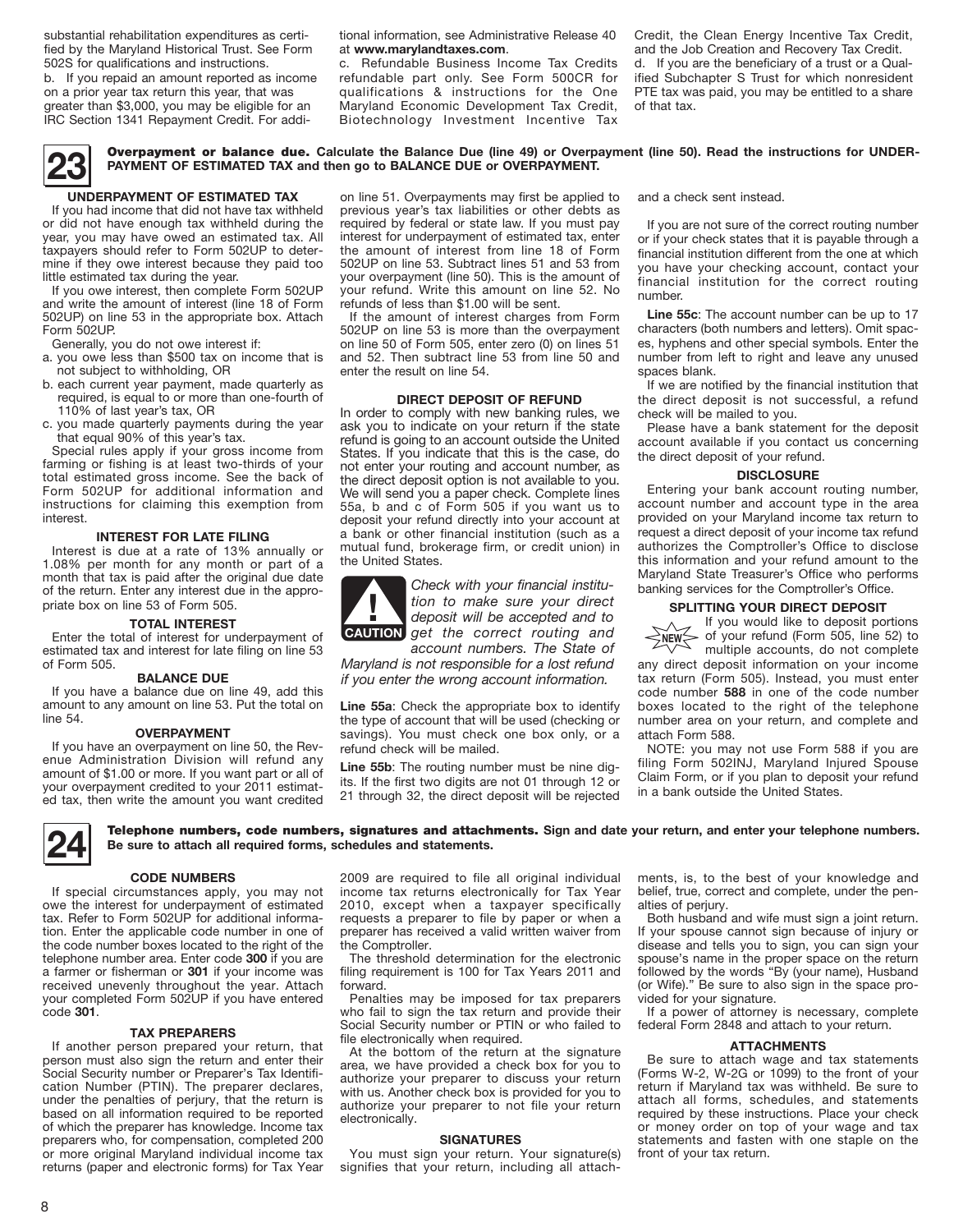substantial rehabilitation expenditures as certified by the Maryland Historical Trust. See Form 502S for qualifications and instructions.

b. If you repaid an amount reported as income on a prior year tax return this year, that was greater than $3,000, you may be eligible for an IRC Section 1341 Repayment Credit. For additional information, see Administrative Release 40 at **www.marylandtaxes.com**.

c. Refundable Business Income Tax Credits refundable part only. See Form 500CR for qualifications & instructions for the One Maryland Economic Development Tax Credit, Biotechnology Investment Incentive Tax Credit, the Clean Energy Incentive Tax Credit, and the Job Creation and Recovery Tax Credit.

d. If you are the beneficiary of a trust or a Qualified Subchapter S Trust for which nonresident PTE tax was paid, you may be entitled to a share of that tax.

## 23 Overpayment or balance due.

**Calculate the Balance Due (line 49) or Overpayment (line 50). Read the instructions for UNDERPAYMENT OF ESTIMATED TAX and then go to BALANCE DUE or OVERPAYMENT.**

### UNDERPAYMENT OF ESTIMATED TAX

If you had income that did not have tax withheld or did not have enough tax withheld during the year, you may have owed an estimated tax. All taxpayers should refer to Form 502UP to determine if they owe interest because they paid too little estimated tax during the year.

If you owe interest, then complete Form 502UP and write the amount of interest (line 18 of Form 502UP) on line 53 in the appropriate box. Attach Form 502UP.

Generally, you do not owe interest if:

a. you owe less than $500 tax on income that is not subject to withholding, OR
b. each current year payment, made quarterly as required, is equal to or more than one-fourth of 110% of last year's tax, OR
c. you made quarterly payments during the year that equal 90% of this year's tax.

Special rules apply if your gross income from farming or fishing is at least two-thirds of your total estimated gross income. See the back of Form 502UP for additional information and instructions for claiming this exemption from interest.

### INTEREST FOR LATE FILING

Interest is due at a rate of 13% annually or 1.08% per month for any month or part of a month that tax is paid after the original due date of the return. Enter any interest due in the appropriate box on line 53 of Form 505.

### TOTAL INTEREST

Enter the total of interest for underpayment of estimated tax and interest for late filing on line 53 of Form 505.

### BALANCE DUE

If you have a balance due on line 49, add this amount to any amount on line 53. Put the total on line 54.

### OVERPAYMENT

If you have an overpayment on line 50, the Revenue Administration Division will refund any amount of $1.00 or more. If you want part or all of your overpayment credited to your 2011 estimated tax, then write the amount you want credited on line 51. Overpayments may first be applied to previous year's tax liabilities or other debts as required by federal or state law. If you must pay interest for underpayment of estimated tax, enter the amount of interest from line 18 of Form 502UP on line 53. Subtract lines 51 and 53 from your overpayment (line 50). This is the amount of your refund. Write this amount on line 52. No refunds of less than $1.00 will be sent.

If the amount of interest charges from Form 502UP on line 53 is more than the overpayment on line 50 of Form 505, enter zero (0) on lines 51 and 52. Then subtract line 53 from line 50 and enter the result on line 54.

### DIRECT DEPOSIT OF REFUND

In order to comply with new banking rules, we ask you to indicate on your return if the state refund is going to an account outside the United States. If you indicate that this is the case, do not enter your routing and account number, as the direct deposit option is not available to you. We will send you a paper check. Complete lines 55a, b and c of Form 505 if you want us to deposit your refund directly into your account at a bank or other financial institution (such as a mutual fund, brokerage firm, or credit union) in the United States.

**CAUTION** *Check with your financial institution to make sure your direct deposit will be accepted and to get the correct routing and account numbers. The State of Maryland is not responsible for a lost refund if you enter the wrong account information.*

**Line 55a**: Check the appropriate box to identify the type of account that will be used (checking or savings). You must check one box only, or a refund check will be mailed.

**Line 55b**: The routing number must be nine digits. If the first two digits are not 01 through 12 or 21 through 32, the direct deposit will be rejected and a check sent instead.

If you are not sure of the correct routing number or if your check states that it is payable through a financial institution different from the one at which you have your checking account, contact your financial institution for the correct routing number.

**Line 55c**: The account number can be up to 17 characters (both numbers and letters). Omit spaces, hyphens and other special symbols. Enter the number from left to right and leave any unused spaces blank.

If we are notified by the financial institution that the direct deposit is not successful, a refund check will be mailed to you.

Please have a bank statement for the deposit account available if you contact us concerning the direct deposit of your refund.

### DISCLOSURE

Entering your bank account routing number, account number and account type in the area provided on your Maryland income tax return to request a direct deposit of your income tax refund authorizes the Comptroller's Office to disclose this information and your refund amount to the Maryland State Treasurer's Office who performs banking services for the Comptroller's Office.

### SPLITTING YOUR DIRECT DEPOSIT

**NEW** If you would like to deposit portions of your refund (Form 505, line 52) to multiple accounts, do not complete any direct deposit information on your income tax return (Form 505). Instead, you must enter code number **588** in one of the code number boxes located to the right of the telephone number area on your return, and complete and attach Form 588.

NOTE: you may not use Form 588 if you are filing Form 502INJ, Maryland Injured Spouse Claim Form, or if you plan to deposit your refund in a bank outside the United States.

## 24 Telephone numbers, code numbers, signatures and attachments.

**Sign and date your return, and enter your telephone numbers. Be sure to attach all required forms, schedules and statements.**

### CODE NUMBERS

If special circumstances apply, you may not owe the interest for underpayment of estimated tax. Refer to Form 502UP for additional information. Enter the applicable code number in one of the code number boxes located to the right of the telephone number area. Enter code **300** if you are a farmer or fisherman or **301** if your income was received unevenly throughout the year. Attach your completed Form 502UP if you have entered code **301**.

### TAX PREPARERS

If another person prepared your return, that person must also sign the return and enter their Social Security number or Preparer's Tax Identification Number (PTIN). The preparer declares, under the penalties of perjury, that the return is based on all information required to be reported of which the preparer has knowledge. Income tax preparers who, for compensation, completed 200 or more original Maryland individual income tax returns (paper and electronic forms) for Tax Year 2009 are required to file all original individual income tax returns electronically for Tax Year 2010, except when a taxpayer specifically requests a preparer to file by paper or when a preparer has received a valid written waiver from the Comptroller.

The threshold determination for the electronic filing requirement is 100 for Tax Years 2011 and forward.

Penalties may be imposed for tax preparers who fail to sign the tax return and provide their Social Security number or PTIN or who failed to file electronically when required.

At the bottom of the return at the signature area, we have provided a check box for you to authorize your preparer to discuss your return with us. Another check box is provided for you to authorize your preparer to not file your return electronically.

### SIGNATURES

You must sign your return. Your signature(s) signifies that your return, including all attachments, is, to the best of your knowledge and belief, true, correct and complete, under the penalties of perjury.

Both husband and wife must sign a joint return. If your spouse cannot sign because of injury or disease and tells you to sign, you can sign your spouse's name in the proper space on the return followed by the words "By (your name), Husband (or Wife)." Be sure to also sign in the space provided for your signature.

If a power of attorney is necessary, complete federal Form 2848 and attach to your return.

### ATTACHMENTS

Be sure to attach wage and tax statements (Forms W-2, W-2G or 1099) to the front of your return if Maryland tax was withheld. Be sure to attach all forms, schedules, and statements required by these instructions. Place your check or money order on top of your wage and tax statements and fasten with one staple on the front of your tax return.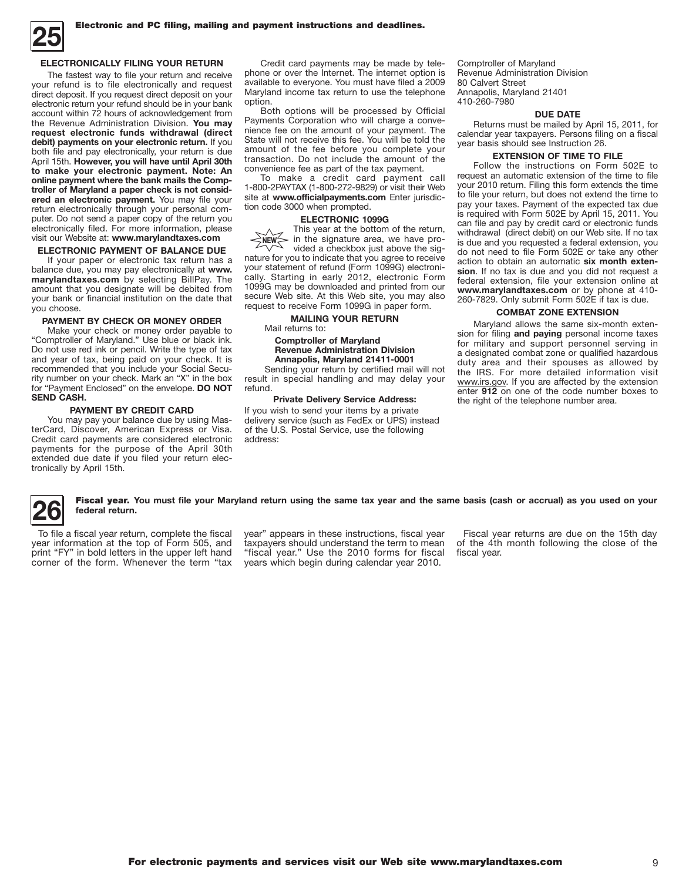## 25 Electronic and PC filing, mailing and payment instructions and deadlines.

### ELECTRONICALLY FILING YOUR RETURN

The fastest way to file your return and receive your refund is to file electronically and request direct deposit. If you request direct deposit on your electronic return your refund should be in your bank account within 72 hours of acknowledgement from the Revenue Administration Division. **You may request electronic funds withdrawal (direct debit) payments on your electronic return.** If you both file and pay electronically, your return is due April 15th. **However, you will have until April 30th to make your electronic payment. Note: An online payment where the bank mails the Comptroller of Maryland a paper check is not considered an electronic payment.** You may file your return electronically through your personal computer. Do not send a paper copy of the return you electronically filed. For more information, please visit our Website at: **www.marylandtaxes.com**

### ELECTRONIC PAYMENT OF BALANCE DUE

If your paper or electronic tax return has a balance due, you may pay electronically at **www.marylandtaxes.com** by selecting BillPay. The amount that you designate will be debited from your bank or financial institution on the date that you choose.

### PAYMENT BY CHECK OR MONEY ORDER

Make your check or money order payable to "Comptroller of Maryland." Use blue or black ink. Do not use red ink or pencil. Write the type of tax and year of tax, being paid on your check. It is recommended that you include your Social Security number on your check. Mark an "X" in the box for "Payment Enclosed" on the envelope. **DO NOT SEND CASH.**

### PAYMENT BY CREDIT CARD

You may pay your balance due by using MasterCard, Discover, American Express or Visa. Credit card payments are considered electronic payments for the purpose of the April 30th extended due date if you filed your return electronically by April 15th.

Credit card payments may be made by telephone or over the Internet. The internet option is available to everyone. You must have filed a 2009 Maryland income tax return to use the telephone option.

Both options will be processed by Official Payments Corporation who will charge a convenience fee on the amount of your payment. The State will not receive this fee. You will be told the amount of the fee before you complete your transaction. Do not include the amount of the convenience fee as part of the tax payment.

To make a credit card payment call 1-800-2PAYTAX (1-800-272-9829) or visit their Web site at **www.officialpayments.com** Enter jurisdiction code 3000 when prompted.

### ELECTRONIC 1099G

NEW This year at the bottom of the return, in the signature area, we have provided a checkbox just above the signature for you to indicate that you agree to receive your statement of refund (Form 1099G) electronically. Starting in early 2012, electronic Form 1099G may be downloaded and printed from our secure Web site. At this Web site, you may also request to receive Form 1099G in paper form.

### MAILING YOUR RETURN

Mail returns to:

**Comptroller of Maryland**
**Revenue Administration Division**
**Annapolis, Maryland 21411-0001**

Sending your return by certified mail will not result in special handling and may delay your refund.

**Private Delivery Service Address:**

If you wish to send your items by a private delivery service (such as FedEx or UPS) instead of the U.S. Postal Service, use the following address:

Comptroller of Maryland
Revenue Administration Division
80 Calvert Street
Annapolis, Maryland 21401
410-260-7980

### DUE DATE

Returns must be mailed by April 15, 2011, for calendar year taxpayers. Persons filing on a fiscal year basis should see Instruction 26.

### EXTENSION OF TIME TO FILE

Follow the instructions on Form 502E to request an automatic extension of the time to file your 2010 return. Filing this form extends the time to file your return, but does not extend the time to pay your taxes. Payment of the expected tax due is required with Form 502E by April 15, 2011. You can file and pay by credit card or electronic funds withdrawal (direct debit) on our Web site. If no tax is due and you requested a federal extension, you do not need to file Form 502E or take any other action to obtain an automatic **six month extension**. If no tax is due and you did not request a federal extension, file your extension online at **www.marylandtaxes.com** or by phone at 410-260-7829. Only submit Form 502E if tax is due.

### COMBAT ZONE EXTENSION

Maryland allows the same six-month extension for filing **and paying** personal income taxes for military and support personnel serving in a designated combat zone or qualified hazardous duty area and their spouses as allowed by the IRS. For more detailed information visit www.irs.gov. If you are affected by the extension enter **912** on one of the code number boxes to the right of the telephone number area.

## 26 Fiscal year. You must file your Maryland return using the same tax year and the same basis (cash or accrual) as you used on your federal return.

To file a fiscal year return, complete the fiscal year information at the top of Form 505, and print "FY" in bold letters in the upper left hand corner of the form. Whenever the term "tax year" appears in these instructions, fiscal year taxpayers should understand the term to mean "fiscal year." Use the 2010 forms for fiscal years which begin during calendar year 2010.

Fiscal year returns are due on the 15th day of the 4th month following the close of the fiscal year.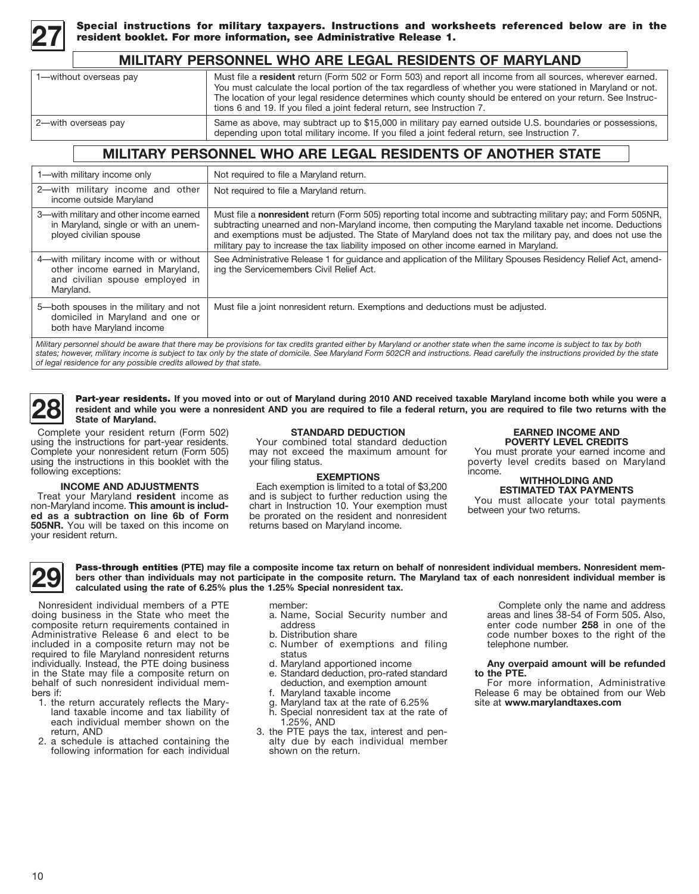## 27 Special instructions for military taxpayers. Instructions and worksheets referenced below are in the resident booklet. For more information, see Administrative Release 1.

### MILITARY PERSONNEL WHO ARE LEGAL RESIDENTS OF MARYLAND

| | |
|---|---|
| 1—without overseas pay | Must file a **resident** return (Form 502 or Form 503) and report all income from all sources, wherever earned. You must calculate the local portion of the tax regardless of whether you were stationed in Maryland or not. The location of your legal residence determines which county should be entered on your return. See Instructions 6 and 19. If you filed a joint federal return, see Instruction 7. |
| 2—with overseas pay | Same as above, may subtract up to $15,000 in military pay earned outside U.S. boundaries or possessions, depending upon total military income. If you filed a joint federal return, see Instruction 7. |

### MILITARY PERSONNEL WHO ARE LEGAL RESIDENTS OF ANOTHER STATE

| | |
|---|---|
| 1—with military income only | Not required to file a Maryland return. |
| 2—with military income and other income outside Maryland | Not required to file a Maryland return. |
| 3—with military and other income earned in Maryland, single or with an unemployed civilian spouse | Must file a **nonresident** return (Form 505) reporting total income and subtracting military pay; and Form 505NR, subtracting unearned and non-Maryland income, then computing the Maryland taxable net income. Deductions and exemptions must be adjusted. The State of Maryland does not tax the military pay, and does not use the military pay to increase the tax liability imposed on other income earned in Maryland. |
| 4—with military income with or without other income earned in Maryland, and civilian spouse employed in Maryland. | See Administrative Release 1 for guidance and application of the Military Spouses Residency Relief Act, amending the Servicemembers Civil Relief Act. |
| 5—both spouses in the military and not domiciled in Maryland and one or both have Maryland income | Must file a joint nonresident return. Exemptions and deductions must be adjusted. |

*Military personnel should be aware that there may be provisions for tax credits granted either by Maryland or another state when the same income is subject to tax by both states; however, military income is subject to tax only by the state of domicile. See Maryland Form 502CR and instructions. Read carefully the instructions provided by the state of legal residence for any possible credits allowed by that state.*

## 28 Part-year residents. If you moved into or out of Maryland during 2010 AND received taxable Maryland income both while you were a resident and while you were a nonresident AND you are required to file a federal return, you are required to file two returns with the State of Maryland.

Complete your resident return (Form 502) using the instructions for part-year residents. Complete your nonresident return (Form 505) using the instructions in this booklet with the following exceptions:

**INCOME AND ADJUSTMENTS**

Treat your Maryland **resident** income as non-Maryland income. **This amount is included as a subtraction on line 6b of Form 505NR.** You will be taxed on this income on your resident return.

**STANDARD DEDUCTION**

Your combined total standard deduction may not exceed the maximum amount for your filing status.

**EXEMPTIONS**

Each exemption is limited to a total of $3,200 and is subject to further reduction using the chart in Instruction 10. Your exemption must be prorated on the resident and nonresident returns based on Maryland income.

**EARNED INCOME AND POVERTY LEVEL CREDITS**

You must prorate your earned income and poverty level credits based on Maryland income.

**WITHHOLDING AND ESTIMATED TAX PAYMENTS**

You must allocate your total payments between your two returns.

## 29 Pass-through entities (PTE) may file a composite income tax return on behalf of nonresident individual members. Nonresident members other than individuals may not participate in the composite return. The Maryland tax of each nonresident individual member is calculated using the rate of 6.25% plus the 1.25% Special nonresident tax.

Nonresident individual members of a PTE doing business in the State who meet the composite return requirements contained in Administrative Release 6 and elect to be included in a composite return may not be required to file Maryland nonresident returns individually. Instead, the PTE doing business in the State may file a composite return on behalf of such nonresident individual members if:

1. the return accurately reflects the Maryland taxable income and tax liability of each individual member shown on the return, AND
2. a schedule is attached containing the following information for each individual member:
   a. Name, Social Security number and address
   b. Distribution share
   c. Number of exemptions and filing status
   d. Maryland apportioned income
   e. Standard deduction, pro-rated standard deduction, and exemption amount
   f. Maryland taxable income
   g. Maryland tax at the rate of 6.25%
   h. Special nonresident tax at the rate of 1.25%, AND
3. the PTE pays the tax, interest and penalty due by each individual member shown on the return.

Complete only the name and address areas and lines 38-54 of Form 505. Also, enter code number **258** in one of the code number boxes to the right of the telephone number.

**Any overpaid amount will be refunded to the PTE.**

For more information, Administrative Release 6 may be obtained from our Web site at **www.marylandtaxes.com**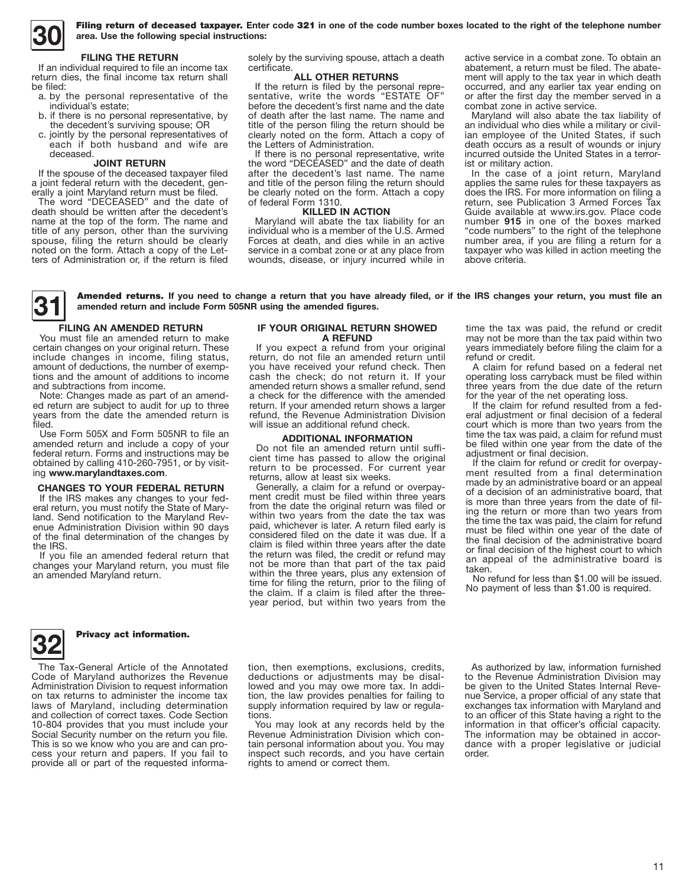## 30 Filing return of deceased taxpayer.

**Enter code 321 in one of the code number boxes located to the right of the telephone number area. Use the following special instructions:**

### FILING THE RETURN

If an individual required to file an income tax return dies, the final income tax return shall be filed:

a. by the personal representative of the individual's estate;
b. if there is no personal representative, by the decedent's surviving spouse; OR
c. jointly by the personal representatives of each if both husband and wife are deceased.

### JOINT RETURN

If the spouse of the deceased taxpayer filed a joint federal return with the decedent, generally a joint Maryland return must be filed.

The word "DECEASED" and the date of death should be written after the decedent's name at the top of the form. The name and title of any person, other than the surviving spouse, filing the return should be clearly noted on the form. Attach a copy of the Letters of Administration or, if the return is filed solely by the surviving spouse, attach a death certificate.

### ALL OTHER RETURNS

If the return is filed by the personal representative, write the words "ESTATE OF" before the decedent's first name and the date of death after the last name. The name and title of the person filing the return should be clearly noted on the form. Attach a copy of the Letters of Administration.

If there is no personal representative, write the word "DECEASED" and the date of death after the decedent's last name. The name and title of the person filing the return should be clearly noted on the form. Attach a copy of federal Form 1310.

### KILLED IN ACTION

Maryland will abate the tax liability for an individual who is a member of the U.S. Armed Forces at death, and dies while in an active service in a combat zone or at any place from wounds, disease, or injury incurred while in active service in a combat zone. To obtain an abatement, a return must be filed. The abatement will apply to the tax year in which death occurred, and any earlier tax year ending on or after the first day the member served in a combat zone in active service.

Maryland will also abate the tax liability of an individual who dies while a military or civilian employee of the United States, if such death occurs as a result of wounds or injury incurred outside the United States in a terrorist or military action.

In the case of a joint return, Maryland applies the same rules for these taxpayers as does the IRS. For more information on filing a return, see Publication 3 Armed Forces Tax Guide available at www.irs.gov. Place code number **915** in one of the boxes marked "code numbers" to the right of the telephone number area, if you are filing a return for a taxpayer who was killed in action meeting the above criteria.

## 31 Amended returns.

**If you need to change a return that you have already filed, or if the IRS changes your return, you must file an amended return and include Form 505NR using the amended figures.**

### FILING AN AMENDED RETURN

You must file an amended return to make certain changes on your original return. These include changes in income, filing status, amount of deductions, the number of exemptions and the amount of additions to income and subtractions from income.

Note: Changes made as part of an amended return are subject to audit for up to three years from the date the amended return is filed.

Use Form 505X and Form 505NR to file an amended return and include a copy of your federal return. Forms and instructions may be obtained by calling 410-260-7951, or by visiting **www.marylandtaxes.com**.

### CHANGES TO YOUR FEDERAL RETURN

If the IRS makes any changes to your federal return, you must notify the State of Maryland. Send notification to the Maryland Revenue Administration Division within 90 days of the final determination of the changes by the IRS.

If you file an amended federal return that changes your Maryland return, you must file an amended Maryland return.

### IF YOUR ORIGINAL RETURN SHOWED A REFUND

If you expect a refund from your original return, do not file an amended return until you have received your refund check. Then cash the check; do not return it. If your amended return shows a smaller refund, send a check for the difference with the amended return. If your amended return shows a larger refund, the Revenue Administration Division will issue an additional refund check.

### ADDITIONAL INFORMATION

Do not file an amended return until sufficient time has passed to allow the original return to be processed. For current year returns, allow at least six weeks.

Generally, a claim for a refund or overpayment credit must be filed within three years from the date the original return was filed or within two years from the date the tax was paid, whichever is later. A return filed early is considered filed on the date it was due. If a claim is filed within three years after the date the return was filed, the credit or refund may not be more than that part of the tax paid within the three years, plus any extension of time for filing the return, prior to the filing of the claim. If a claim is filed after the three-year period, but within two years from the time the tax was paid, the refund or credit may not be more than the tax paid within two years immediately before filing the claim for a refund or credit.

A claim for refund based on a federal net operating loss carryback must be filed within three years from the due date of the return for the year of the net operating loss.

If the claim for refund resulted from a federal adjustment or final decision of a federal court which is more than two years from the time the tax was paid, a claim for refund must be filed within one year from the date of the adjustment or final decision.

If the claim for refund or credit for overpayment resulted from a final determination made by an administrative board or an appeal of a decision of an administrative board, that is more than three years from the date of filing the return or more than two years from the time the tax was paid, the claim for refund must be filed within one year of the date of the final decision of the administrative board or final decision of the highest court to which an appeal of the administrative board is taken.

No refund for less than $1.00 will be issued. No payment of less than $1.00 is required.

## 32 Privacy act information.

The Tax-General Article of the Annotated Code of Maryland authorizes the Revenue Administration Division to request information on tax returns to administer the income tax laws of Maryland, including determination and collection of correct taxes. Code Section 10-804 provides that you must include your Social Security number on the return you file. This is so we know who you are and can process your return and papers. If you fail to provide all or part of the requested information, then exemptions, exclusions, credits, deductions or adjustments may be disallowed and you may owe more tax. In addition, the law provides penalties for failing to supply information required by law or regulations.

You may look at any records held by the Revenue Administration Division which contain personal information about you. You may inspect such records, and you have certain rights to amend or correct them.

As authorized by law, information furnished to the Revenue Administration Division may be given to the United States Internal Revenue Service, a proper official of any state that exchanges tax information with Maryland and to an officer of this State having a right to the information in that officer's official capacity. The information may be obtained in accordance with a proper legislative or judicial order.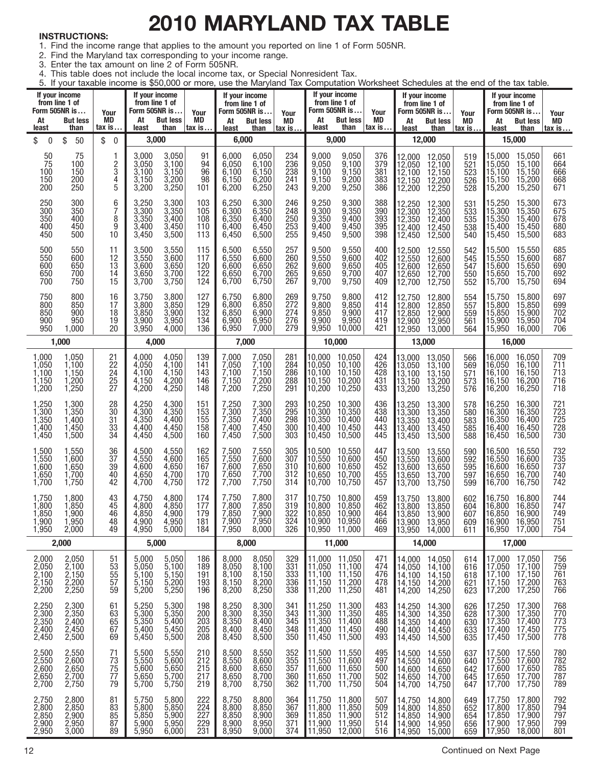# 2010 MARYLAND TAX TABLE

**INSTRUCTIONS:**

1. Find the income range that applies to the amount you reported on line 1 of Form 505NR.
2. Find the Maryland tax corresponding to your income range.
3. Enter the tax amount on line 2 of Form 505NR.
4. This table does not include the local income tax, or Special Nonresident Tax.
5. If your taxable income is $50,000 or more, use the Maryland Tax Computation Worksheet Schedules at the end of the tax table.

| If your income from line 1 of Form 505NR is . . . | | Your MD tax is . . . | If your income from line 1 of Form 505NR is . . . | | Your MD tax is . . . | If your income from line 1 of Form 505NR is . . . | | Your MD tax is . . . | If your income from line 1 of Form 505NR is . . . | | Your MD tax is . . . | If your income from line 1 of Form 505NR is . . . | | Your MD tax is . . . | If your income from line 1 of Form 505NR is . . . | | Your MD tax is . . . |
|---|---|---|---|---|---|---|---|---|---|---|---|---|---|---|---|---|---|
| At least | But less than | | At least | But less than | | At least | But less than | | At least | But less than | | At least | But less than | | At least | But less than | |
| $ 0 | $ 50 | $ 0 | 3,000 | | | 6,000 | | | 9,000 | | | 12,000 | | | 15,000 | | |
| 50 | 75 | 1 | 3,000 | 3,050 | 91 | 6,000 | 6,050 | 234 | 9,000 | 9,050 | 376 | 12,000 | 12,050 | 519 | 15,000 | 15,050 | 661 |
| 75 | 100 | 2 | 3,050 | 3,100 | 94 | 6,050 | 6,100 | 236 | 9,050 | 9,100 | 379 | 12,050 | 12,100 | 521 | 15,050 | 15,100 | 664 |
| 100 | 150 | 3 | 3,100 | 3,150 | 96 | 6,100 | 6,150 | 238 | 9,100 | 9,150 | 381 | 12,100 | 12,150 | 523 | 15,100 | 15,150 | 666 |
| 150 | 200 | 4 | 3,150 | 3,200 | 98 | 6,150 | 6,200 | 241 | 9,150 | 9,200 | 383 | 12,150 | 12,200 | 526 | 15,150 | 15,200 | 668 |
| 200 | 250 | 5 | 3,200 | 3,250 | 101 | 6,200 | 6,250 | 243 | 9,200 | 9,250 | 386 | 12,200 | 12,250 | 528 | 15,200 | 15,250 | 671 |
| 250 | 300 | 6 | 3,250 | 3,300 | 103 | 6,250 | 6,300 | 246 | 9,250 | 9,300 | 388 | 12,250 | 12,300 | 531 | 15,250 | 15,300 | 673 |
| 300 | 350 | 7 | 3,300 | 3,350 | 105 | 6,300 | 6,350 | 248 | 9,300 | 9,350 | 390 | 12,300 | 12,350 | 533 | 15,300 | 15,350 | 675 |
| 350 | 400 | 8 | 3,350 | 3,400 | 108 | 6,350 | 6,400 | 250 | 9,350 | 9,400 | 393 | 12,350 | 12,400 | 535 | 15,350 | 15,400 | 678 |
| 400 | 450 | 9 | 3,400 | 3,450 | 110 | 6,400 | 6,450 | 253 | 9,400 | 9,450 | 395 | 12,400 | 12,450 | 538 | 15,400 | 15,450 | 680 |
| 450 | 500 | 10 | 3,450 | 3,500 | 113 | 6,450 | 6,500 | 255 | 9,450 | 9,500 | 398 | 12,450 | 12,500 | 540 | 15,450 | 15,500 | 683 |
| 500 | 550 | 11 | 3,500 | 3,550 | 115 | 6,500 | 6,550 | 257 | 9,500 | 9,550 | 400 | 12,500 | 12,550 | 542 | 15,500 | 15,550 | 685 |
| 550 | 600 | 12 | 3,550 | 3,600 | 117 | 6,550 | 6,600 | 260 | 9,550 | 9,600 | 402 | 12,550 | 12,600 | 545 | 15,550 | 15,600 | 687 |
| 600 | 650 | 13 | 3,600 | 3,650 | 120 | 6,600 | 6,650 | 262 | 9,600 | 9,650 | 405 | 12,600 | 12,650 | 547 | 15,600 | 15,650 | 690 |
| 650 | 700 | 14 | 3,650 | 3,700 | 122 | 6,650 | 6,700 | 265 | 9,650 | 9,700 | 407 | 12,650 | 12,700 | 550 | 15,650 | 15,700 | 692 |
| 700 | 750 | 15 | 3,700 | 3,750 | 124 | 6,700 | 6,750 | 267 | 9,700 | 9,750 | 409 | 12,700 | 12,750 | 552 | 15,700 | 15,750 | 694 |
| 750 | 800 | 16 | 3,750 | 3,800 | 127 | 6,750 | 6,800 | 269 | 9,750 | 9,800 | 412 | 12,750 | 12,800 | 554 | 15,750 | 15,800 | 697 |
| 800 | 850 | 17 | 3,800 | 3,850 | 129 | 6,800 | 6,850 | 272 | 9,800 | 9,850 | 414 | 12,800 | 12,850 | 557 | 15,800 | 15,850 | 699 |
| 850 | 900 | 18 | 3,850 | 3,900 | 132 | 6,850 | 6,900 | 274 | 9,850 | 9,900 | 417 | 12,850 | 12,900 | 559 | 15,850 | 15,900 | 702 |
| 900 | 950 | 19 | 3,900 | 3,950 | 134 | 6,900 | 6,950 | 276 | 9,900 | 9,950 | 419 | 12,900 | 12,950 | 561 | 15,900 | 15,950 | 704 |
| 950 | 1,000 | 20 | 3,950 | 4,000 | 136 | 6,950 | 7,000 | 279 | 9,950 | 10,000 | 421 | 12,950 | 13,000 | 564 | 15,950 | 16,000 | 706 |
| 1,000 | | | 4,000 | | | 7,000 | | | 10,000 | | | 13,000 | | | 16,000 | | |
| 1,000 | 1,050 | 21 | 4,000 | 4,050 | 139 | 7,000 | 7,050 | 281 | 10,000 | 10,050 | 424 | 13,000 | 13,050 | 566 | 16,000 | 16,050 | 709 |
| 1,050 | 1,100 | 22 | 4,050 | 4,100 | 141 | 7,050 | 7,100 | 284 | 10,050 | 10,100 | 426 | 13,050 | 13,100 | 569 | 16,050 | 16,100 | 711 |
| 1,100 | 1,150 | 24 | 4,100 | 4,150 | 143 | 7,100 | 7,150 | 286 | 10,100 | 10,150 | 428 | 13,100 | 13,150 | 571 | 16,100 | 16,150 | 713 |
| 1,150 | 1,200 | 25 | 4,150 | 4,200 | 146 | 7,150 | 7,200 | 288 | 10,150 | 10,200 | 431 | 13,150 | 13,200 | 573 | 16,150 | 16,200 | 716 |
| 1,200 | 1,250 | 27 | 4,200 | 4,250 | 148 | 7,200 | 7,250 | 291 | 10,200 | 10,250 | 433 | 13,200 | 13,250 | 576 | 16,200 | 16,250 | 718 |
| 1,250 | 1,300 | 28 | 4,250 | 4,300 | 151 | 7,250 | 7,300 | 293 | 10,250 | 10,300 | 436 | 13,250 | 13,300 | 578 | 16,250 | 16,300 | 721 |
| 1,300 | 1,350 | 30 | 4,300 | 4,350 | 153 | 7,300 | 7,350 | 295 | 10,300 | 10,350 | 438 | 13,300 | 13,350 | 580 | 16,300 | 16,350 | 723 |
| 1,350 | 1,400 | 31 | 4,350 | 4,400 | 155 | 7,350 | 7,400 | 298 | 10,350 | 10,400 | 440 | 13,350 | 13,400 | 583 | 16,350 | 16,400 | 725 |
| 1,400 | 1,450 | 33 | 4,400 | 4,450 | 158 | 7,400 | 7,450 | 300 | 10,400 | 10,450 | 443 | 13,400 | 13,450 | 585 | 16,400 | 16,450 | 728 |
| 1,450 | 1,500 | 34 | 4,450 | 4,500 | 160 | 7,450 | 7,500 | 303 | 10,450 | 10,500 | 445 | 13,450 | 13,500 | 588 | 16,450 | 16,500 | 730 |
| 1,500 | 1,550 | 36 | 4,500 | 4,550 | 162 | 7,500 | 7,550 | 305 | 10,500 | 10,550 | 447 | 13,500 | 13,550 | 590 | 16,500 | 16,550 | 732 |
| 1,550 | 1,600 | 37 | 4,550 | 4,600 | 165 | 7,550 | 7,600 | 307 | 10,550 | 10,600 | 450 | 13,550 | 13,600 | 592 | 16,550 | 16,600 | 735 |
| 1,600 | 1,650 | 39 | 4,600 | 4,650 | 167 | 7,600 | 7,650 | 310 | 10,600 | 10,650 | 452 | 13,600 | 13,650 | 595 | 16,600 | 16,650 | 737 |
| 1,650 | 1,700 | 40 | 4,650 | 4,700 | 170 | 7,650 | 7,700 | 312 | 10,650 | 10,700 | 455 | 13,650 | 13,700 | 597 | 16,650 | 16,700 | 740 |
| 1,700 | 1,750 | 42 | 4,700 | 4,750 | 172 | 7,700 | 7,750 | 314 | 10,700 | 10,750 | 457 | 13,700 | 13,750 | 599 | 16,700 | 16,750 | 742 |
| 1,750 | 1,800 | 43 | 4,750 | 4,800 | 174 | 7,750 | 7,800 | 317 | 10,750 | 10,800 | 459 | 13,750 | 13,800 | 602 | 16,750 | 16,800 | 744 |
| 1,800 | 1,850 | 45 | 4,800 | 4,850 | 177 | 7,800 | 7,850 | 319 | 10,800 | 10,850 | 462 | 13,800 | 13,850 | 604 | 16,800 | 16,850 | 747 |
| 1,850 | 1,900 | 46 | 4,850 | 4,900 | 179 | 7,850 | 7,900 | 322 | 10,850 | 10,900 | 464 | 13,850 | 13,900 | 607 | 16,850 | 16,900 | 749 |
| 1,900 | 1,950 | 48 | 4,900 | 4,950 | 181 | 7,900 | 7,950 | 324 | 10,900 | 10,950 | 466 | 13,900 | 13,950 | 609 | 16,900 | 16,950 | 751 |
| 1,950 | 2,000 | 49 | 4,950 | 5,000 | 184 | 7,950 | 8,000 | 326 | 10,950 | 11,000 | 469 | 13,950 | 14,000 | 611 | 16,950 | 17,000 | 754 |
| 2,000 | | | 5,000 | | | 8,000 | | | 11,000 | | | 14,000 | | | 17,000 | | |
| 2,000 | 2,050 | 51 | 5,000 | 5,050 | 186 | 8,000 | 8,050 | 329 | 11,000 | 11,050 | 471 | 14,000 | 14,050 | 614 | 17,000 | 17,050 | 756 |
| 2,050 | 2,100 | 53 | 5,050 | 5,100 | 189 | 8,050 | 8,100 | 331 | 11,050 | 11,100 | 474 | 14,050 | 14,100 | 616 | 17,050 | 17,100 | 759 |
| 2,100 | 2,150 | 55 | 5,100 | 5,150 | 191 | 8,100 | 8,150 | 333 | 11,100 | 11,150 | 476 | 14,100 | 14,150 | 618 | 17,100 | 17,150 | 761 |
| 2,150 | 2,200 | 57 | 5,150 | 5,200 | 193 | 8,150 | 8,200 | 336 | 11,150 | 11,200 | 478 | 14,150 | 14,200 | 621 | 17,150 | 17,200 | 763 |
| 2,200 | 2,250 | 59 | 5,200 | 5,250 | 196 | 8,200 | 8,250 | 338 | 11,200 | 11,250 | 481 | 14,200 | 14,250 | 623 | 17,200 | 17,250 | 766 |
| 2,250 | 2,300 | 61 | 5,250 | 5,300 | 198 | 8,250 | 8,300 | 341 | 11,250 | 11,300 | 483 | 14,250 | 14,300 | 626 | 17,250 | 17,300 | 768 |
| 2,300 | 2,350 | 63 | 5,300 | 5,350 | 200 | 8,300 | 8,350 | 343 | 11,300 | 11,350 | 485 | 14,300 | 14,350 | 628 | 17,300 | 17,350 | 770 |
| 2,350 | 2,400 | 65 | 5,350 | 5,400 | 203 | 8,350 | 8,400 | 345 | 11,350 | 11,400 | 488 | 14,350 | 14,400 | 630 | 17,350 | 17,400 | 773 |
| 2,400 | 2,450 | 67 | 5,400 | 5,450 | 205 | 8,400 | 8,450 | 348 | 11,400 | 11,450 | 490 | 14,400 | 14,450 | 633 | 17,400 | 17,450 | 775 |
| 2,450 | 2,500 | 69 | 5,450 | 5,500 | 208 | 8,450 | 8,500 | 350 | 11,450 | 11,500 | 493 | 14,450 | 14,500 | 635 | 17,450 | 17,500 | 778 |
| 2,500 | 2,550 | 71 | 5,500 | 5,550 | 210 | 8,500 | 8,550 | 352 | 11,500 | 11,550 | 495 | 14,500 | 14,550 | 637 | 17,500 | 17,550 | 780 |
| 2,550 | 2,600 | 73 | 5,550 | 5,600 | 212 | 8,550 | 8,600 | 355 | 11,550 | 11,600 | 497 | 14,550 | 14,600 | 640 | 17,550 | 17,600 | 782 |
| 2,600 | 2,650 | 75 | 5,600 | 5,650 | 215 | 8,600 | 8,650 | 357 | 11,600 | 11,650 | 500 | 14,600 | 14,650 | 642 | 17,600 | 17,650 | 785 |
| 2,650 | 2,700 | 77 | 5,650 | 5,700 | 217 | 8,650 | 8,700 | 360 | 11,650 | 11,700 | 502 | 14,650 | 14,700 | 645 | 17,650 | 17,700 | 787 |
| 2,700 | 2,750 | 79 | 5,700 | 5,750 | 219 | 8,700 | 8,750 | 362 | 11,700 | 11,750 | 504 | 14,700 | 14,750 | 647 | 17,700 | 17,750 | 789 |
| 2,750 | 2,800 | 81 | 5,750 | 5,800 | 222 | 8,750 | 8,800 | 364 | 11,750 | 11,800 | 507 | 14,750 | 14,800 | 649 | 17,750 | 17,800 | 792 |
| 2,800 | 2,850 | 83 | 5,800 | 5,850 | 224 | 8,800 | 8,850 | 367 | 11,800 | 11,850 | 509 | 14,800 | 14,850 | 652 | 17,800 | 17,850 | 794 |
| 2,850 | 2,900 | 85 | 5,850 | 5,900 | 227 | 8,850 | 8,900 | 369 | 11,850 | 11,900 | 512 | 14,850 | 14,900 | 654 | 17,850 | 17,900 | 797 |
| 2,900 | 2,950 | 87 | 5,900 | 5,950 | 229 | 8,900 | 8,950 | 371 | 11,900 | 11,950 | 514 | 14,900 | 14,950 | 656 | 17,900 | 17,950 | 799 |
| 2,950 | 3,000 | 89 | 5,950 | 6,000 | 231 | 8,950 | 9,000 | 374 | 11,950 | 12,000 | 516 | 14,950 | 15,000 | 659 | 17,950 | 18,000 | 801 |

Continued on Next Page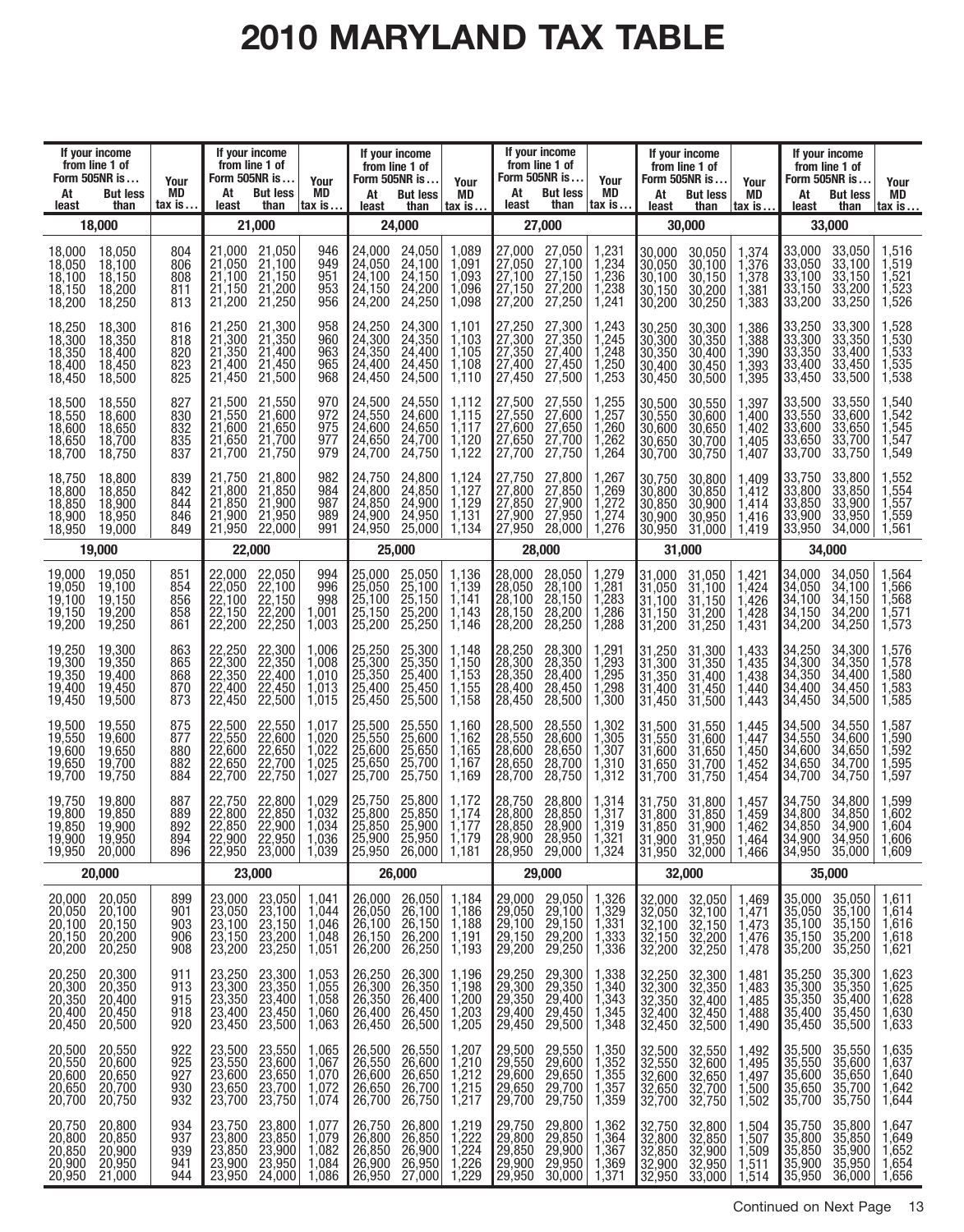# 2010 MARYLAND TAX TABLE

| If your income from line 1 of Form 505NR is... At least | But less than | Your MD tax is... | If your income from line 1 of Form 505NR is... At least | But less than | Your MD tax is... | If your income from line 1 of Form 505NR is... At least | But less than | Your MD tax is... | If your income from line 1 of Form 505NR is... At least | But less than | Your MD tax is... | If your income from line 1 of Form 505NR is... At least | But less than | Your MD tax is... | If your income from line 1 of Form 505NR is... At least | But less than | Your MD tax is... |
|---|---|---|---|---|---|---|---|---|---|---|---|---|---|---|---|---|---|
| **18,000** | | | **21,000** | | | **24,000** | | | **27,000** | | | **30,000** | | | **33,000** | | |
| 18,000 | 18,050 | 804 | 21,000 | 21,050 | 946 | 24,000 | 24,050 | 1,089 | 27,000 | 27,050 | 1,231 | 30,000 | 30,050 | 1,374 | 33,000 | 33,050 | 1,516 |
| 18,050 | 18,100 | 806 | 21,050 | 21,100 | 949 | 24,050 | 24,100 | 1,091 | 27,050 | 27,100 | 1,234 | 30,050 | 30,100 | 1,376 | 33,050 | 33,100 | 1,519 |
| 18,100 | 18,150 | 808 | 21,100 | 21,150 | 951 | 24,100 | 24,150 | 1,093 | 27,100 | 27,150 | 1,236 | 30,100 | 30,150 | 1,378 | 33,100 | 33,150 | 1,521 |
| 18,150 | 18,200 | 811 | 21,150 | 21,200 | 953 | 24,150 | 24,200 | 1,096 | 27,150 | 27,200 | 1,238 | 30,150 | 30,200 | 1,381 | 33,150 | 33,200 | 1,523 |
| 18,200 | 18,250 | 813 | 21,200 | 21,250 | 956 | 24,200 | 24,250 | 1,098 | 27,200 | 27,250 | 1,241 | 30,200 | 30,250 | 1,383 | 33,200 | 33,250 | 1,526 |
| 18,250 | 18,300 | 816 | 21,250 | 21,300 | 958 | 24,250 | 24,300 | 1,101 | 27,250 | 27,300 | 1,243 | 30,250 | 30,300 | 1,386 | 33,250 | 33,300 | 1,528 |
| 18,300 | 18,350 | 818 | 21,300 | 21,350 | 960 | 24,300 | 24,350 | 1,103 | 27,300 | 27,350 | 1,245 | 30,300 | 30,350 | 1,388 | 33,300 | 33,350 | 1,530 |
| 18,350 | 18,400 | 820 | 21,350 | 21,400 | 963 | 24,350 | 24,400 | 1,105 | 27,350 | 27,400 | 1,248 | 30,350 | 30,400 | 1,390 | 33,350 | 33,400 | 1,533 |
| 18,400 | 18,450 | 823 | 21,400 | 21,450 | 965 | 24,400 | 24,450 | 1,108 | 27,400 | 27,450 | 1,250 | 30,400 | 30,450 | 1,393 | 33,400 | 33,450 | 1,535 |
| 18,450 | 18,500 | 825 | 21,450 | 21,500 | 968 | 24,450 | 24,500 | 1,110 | 27,450 | 27,500 | 1,253 | 30,450 | 30,500 | 1,395 | 33,450 | 33,500 | 1,538 |
| 18,500 | 18,550 | 827 | 21,500 | 21,550 | 970 | 24,500 | 24,550 | 1,112 | 27,500 | 27,550 | 1,255 | 30,500 | 30,550 | 1,397 | 33,500 | 33,550 | 1,540 |
| 18,550 | 18,600 | 830 | 21,550 | 21,600 | 972 | 24,550 | 24,600 | 1,115 | 27,550 | 27,600 | 1,257 | 30,550 | 30,600 | 1,400 | 33,550 | 33,600 | 1,542 |
| 18,600 | 18,650 | 832 | 21,600 | 21,650 | 975 | 24,600 | 24,650 | 1,117 | 27,600 | 27,650 | 1,260 | 30,600 | 30,650 | 1,402 | 33,600 | 33,650 | 1,545 |
| 18,650 | 18,700 | 835 | 21,650 | 21,700 | 977 | 24,650 | 24,700 | 1,120 | 27,650 | 27,700 | 1,262 | 30,650 | 30,700 | 1,405 | 33,650 | 33,700 | 1,547 |
| 18,700 | 18,750 | 837 | 21,700 | 21,750 | 979 | 24,700 | 24,750 | 1,122 | 27,700 | 27,750 | 1,264 | 30,700 | 30,750 | 1,407 | 33,700 | 33,750 | 1,549 |
| 18,750 | 18,800 | 839 | 21,750 | 21,800 | 982 | 24,750 | 24,800 | 1,124 | 27,750 | 27,800 | 1,267 | 30,750 | 30,800 | 1,409 | 33,750 | 33,800 | 1,552 |
| 18,800 | 18,850 | 842 | 21,800 | 21,850 | 984 | 24,800 | 24,850 | 1,127 | 27,800 | 27,850 | 1,269 | 30,800 | 30,850 | 1,412 | 33,800 | 33,850 | 1,554 |
| 18,850 | 18,900 | 844 | 21,850 | 21,900 | 987 | 24,850 | 24,900 | 1,129 | 27,850 | 27,900 | 1,272 | 30,850 | 30,900 | 1,414 | 33,850 | 33,900 | 1,557 |
| 18,900 | 18,950 | 846 | 21,900 | 21,950 | 989 | 24,900 | 24,950 | 1,131 | 27,900 | 27,950 | 1,274 | 30,900 | 30,950 | 1,416 | 33,900 | 33,950 | 1,559 |
| 18,950 | 19,000 | 849 | 21,950 | 22,000 | 991 | 24,950 | 25,000 | 1,134 | 27,950 | 28,000 | 1,276 | 30,950 | 31,000 | 1,419 | 33,950 | 34,000 | 1,561 |
| **19,000** | | | **22,000** | | | **25,000** | | | **28,000** | | | **31,000** | | | **34,000** | | |
| 19,000 | 19,050 | 851 | 22,000 | 22,050 | 994 | 25,000 | 25,050 | 1,136 | 28,000 | 28,050 | 1,279 | 31,000 | 31,050 | 1,421 | 34,000 | 34,050 | 1,564 |
| 19,050 | 19,100 | 854 | 22,050 | 22,100 | 996 | 25,050 | 25,100 | 1,139 | 28,050 | 28,100 | 1,281 | 31,050 | 31,100 | 1,424 | 34,050 | 34,100 | 1,566 |
| 19,100 | 19,150 | 856 | 22,100 | 22,150 | 998 | 25,100 | 25,150 | 1,141 | 28,100 | 28,150 | 1,283 | 31,100 | 31,150 | 1,426 | 34,100 | 34,150 | 1,568 |
| 19,150 | 19,200 | 858 | 22,150 | 22,200 | 1,001 | 25,150 | 25,200 | 1,143 | 28,150 | 28,200 | 1,286 | 31,150 | 31,200 | 1,428 | 34,150 | 34,200 | 1,571 |
| 19,200 | 19,250 | 861 | 22,200 | 22,250 | 1,003 | 25,200 | 25,250 | 1,146 | 28,200 | 28,250 | 1,288 | 31,200 | 31,250 | 1,431 | 34,200 | 34,250 | 1,573 |
| 19,250 | 19,300 | 863 | 22,250 | 22,300 | 1,006 | 25,250 | 25,300 | 1,148 | 28,250 | 28,300 | 1,291 | 31,250 | 31,300 | 1,433 | 34,250 | 34,300 | 1,576 |
| 19,300 | 19,350 | 865 | 22,300 | 22,350 | 1,008 | 25,300 | 25,350 | 1,150 | 28,300 | 28,350 | 1,293 | 31,300 | 31,350 | 1,435 | 34,300 | 34,350 | 1,578 |
| 19,350 | 19,400 | 868 | 22,350 | 22,400 | 1,010 | 25,350 | 25,400 | 1,153 | 28,350 | 28,400 | 1,295 | 31,350 | 31,400 | 1,438 | 34,350 | 34,400 | 1,580 |
| 19,400 | 19,450 | 870 | 22,400 | 22,450 | 1,013 | 25,400 | 25,450 | 1,155 | 28,400 | 28,450 | 1,298 | 31,400 | 31,450 | 1,440 | 34,400 | 34,450 | 1,583 |
| 19,450 | 19,500 | 873 | 22,450 | 22,500 | 1,015 | 25,450 | 25,500 | 1,158 | 28,450 | 28,500 | 1,300 | 31,450 | 31,500 | 1,443 | 34,450 | 34,500 | 1,585 |
| 19,500 | 19,550 | 875 | 22,500 | 22,550 | 1,017 | 25,500 | 25,550 | 1,160 | 28,500 | 28,550 | 1,302 | 31,500 | 31,550 | 1,445 | 34,500 | 34,550 | 1,587 |
| 19,550 | 19,600 | 877 | 22,550 | 22,600 | 1,020 | 25,550 | 25,600 | 1,162 | 28,550 | 28,600 | 1,305 | 31,550 | 31,600 | 1,447 | 34,550 | 34,600 | 1,590 |
| 19,600 | 19,650 | 880 | 22,600 | 22,650 | 1,022 | 25,600 | 25,650 | 1,165 | 28,600 | 28,650 | 1,307 | 31,600 | 31,650 | 1,450 | 34,600 | 34,650 | 1,592 |
| 19,650 | 19,700 | 882 | 22,650 | 22,700 | 1,025 | 25,650 | 25,700 | 1,167 | 28,650 | 28,700 | 1,310 | 31,650 | 31,700 | 1,452 | 34,650 | 34,700 | 1,595 |
| 19,700 | 19,750 | 884 | 22,700 | 22,750 | 1,027 | 25,700 | 25,750 | 1,169 | 28,700 | 28,750 | 1,312 | 31,700 | 31,750 | 1,454 | 34,700 | 34,750 | 1,597 |
| 19,750 | 19,800 | 887 | 22,750 | 22,800 | 1,029 | 25,750 | 25,800 | 1,172 | 28,750 | 28,800 | 1,314 | 31,750 | 31,800 | 1,457 | 34,750 | 34,800 | 1,599 |
| 19,800 | 19,850 | 889 | 22,800 | 22,850 | 1,032 | 25,800 | 25,850 | 1,174 | 28,800 | 28,850 | 1,317 | 31,800 | 31,850 | 1,459 | 34,800 | 34,850 | 1,602 |
| 19,850 | 19,900 | 892 | 22,850 | 22,900 | 1,034 | 25,850 | 25,900 | 1,177 | 28,850 | 28,900 | 1,319 | 31,850 | 31,900 | 1,462 | 34,850 | 34,900 | 1,604 |
| 19,900 | 19,950 | 894 | 22,900 | 22,950 | 1,036 | 25,900 | 25,950 | 1,179 | 28,900 | 28,950 | 1,321 | 31,900 | 31,950 | 1,464 | 34,900 | 34,950 | 1,606 |
| 19,950 | 20,000 | 896 | 22,950 | 23,000 | 1,039 | 25,950 | 26,000 | 1,181 | 28,950 | 29,000 | 1,324 | 31,950 | 32,000 | 1,466 | 34,950 | 35,000 | 1,609 |
| **20,000** | | | **23,000** | | | **26,000** | | | **29,000** | | | **32,000** | | | **35,000** | | |
| 20,000 | 20,050 | 899 | 23,000 | 23,050 | 1,041 | 26,000 | 26,050 | 1,184 | 29,000 | 29,050 | 1,326 | 32,000 | 32,050 | 1,469 | 35,000 | 35,050 | 1,611 |
| 20,050 | 20,100 | 901 | 23,050 | 23,100 | 1,044 | 26,050 | 26,100 | 1,186 | 29,050 | 29,100 | 1,329 | 32,050 | 32,100 | 1,471 | 35,050 | 35,100 | 1,614 |
| 20,100 | 20,150 | 903 | 23,100 | 23,150 | 1,046 | 26,100 | 26,150 | 1,188 | 29,100 | 29,150 | 1,331 | 32,100 | 32,150 | 1,473 | 35,100 | 35,150 | 1,616 |
| 20,150 | 20,200 | 906 | 23,150 | 23,200 | 1,048 | 26,150 | 26,200 | 1,191 | 29,150 | 29,200 | 1,333 | 32,150 | 32,200 | 1,476 | 35,150 | 35,200 | 1,618 |
| 20,200 | 20,250 | 908 | 23,200 | 23,250 | 1,051 | 26,200 | 26,250 | 1,193 | 29,200 | 29,250 | 1,336 | 32,200 | 32,250 | 1,478 | 35,200 | 35,250 | 1,621 |
| 20,250 | 20,300 | 911 | 23,250 | 23,300 | 1,053 | 26,250 | 26,300 | 1,196 | 29,250 | 29,300 | 1,338 | 32,250 | 32,300 | 1,481 | 35,250 | 35,300 | 1,623 |
| 20,300 | 20,350 | 913 | 23,300 | 23,350 | 1,055 | 26,300 | 26,350 | 1,198 | 29,300 | 29,350 | 1,340 | 32,300 | 32,350 | 1,483 | 35,300 | 35,350 | 1,625 |
| 20,350 | 20,400 | 915 | 23,350 | 23,400 | 1,058 | 26,350 | 26,400 | 1,200 | 29,350 | 29,400 | 1,343 | 32,350 | 32,400 | 1,485 | 35,350 | 35,400 | 1,628 |
| 20,400 | 20,450 | 918 | 23,400 | 23,450 | 1,060 | 26,400 | 26,450 | 1,203 | 29,400 | 29,450 | 1,345 | 32,400 | 32,450 | 1,488 | 35,400 | 35,450 | 1,630 |
| 20,450 | 20,500 | 920 | 23,450 | 23,500 | 1,063 | 26,450 | 26,500 | 1,205 | 29,450 | 29,500 | 1,348 | 32,450 | 32,500 | 1,490 | 35,450 | 35,500 | 1,633 |
| 20,500 | 20,550 | 922 | 23,500 | 23,550 | 1,065 | 26,500 | 26,550 | 1,207 | 29,500 | 29,550 | 1,350 | 32,500 | 32,550 | 1,492 | 35,500 | 35,550 | 1,635 |
| 20,550 | 20,600 | 925 | 23,550 | 23,600 | 1,067 | 26,550 | 26,600 | 1,210 | 29,550 | 29,600 | 1,352 | 32,550 | 32,600 | 1,495 | 35,550 | 35,600 | 1,637 |
| 20,600 | 20,650 | 927 | 23,600 | 23,650 | 1,070 | 26,600 | 26,650 | 1,212 | 29,600 | 29,650 | 1,355 | 32,600 | 32,650 | 1,497 | 35,600 | 35,650 | 1,640 |
| 20,650 | 20,700 | 930 | 23,650 | 23,700 | 1,072 | 26,650 | 26,700 | 1,215 | 29,650 | 29,700 | 1,357 | 32,650 | 32,700 | 1,500 | 35,650 | 35,700 | 1,642 |
| 20,700 | 20,750 | 932 | 23,700 | 23,750 | 1,074 | 26,700 | 26,750 | 1,217 | 29,700 | 29,750 | 1,359 | 32,700 | 32,750 | 1,502 | 35,700 | 35,750 | 1,644 |
| 20,750 | 20,800 | 934 | 23,750 | 23,800 | 1,077 | 26,750 | 26,800 | 1,219 | 29,750 | 29,800 | 1,362 | 32,750 | 32,800 | 1,504 | 35,750 | 35,800 | 1,647 |
| 20,800 | 20,850 | 937 | 23,800 | 23,850 | 1,079 | 26,800 | 26,850 | 1,222 | 29,800 | 29,850 | 1,364 | 32,800 | 32,850 | 1,507 | 35,800 | 35,850 | 1,649 |
| 20,850 | 20,900 | 939 | 23,850 | 23,900 | 1,082 | 26,850 | 26,900 | 1,224 | 29,850 | 29,900 | 1,367 | 32,850 | 32,900 | 1,509 | 35,850 | 35,900 | 1,652 |
| 20,900 | 20,950 | 941 | 23,900 | 23,950 | 1,084 | 26,900 | 26,950 | 1,226 | 29,900 | 29,950 | 1,369 | 32,900 | 32,950 | 1,511 | 35,900 | 35,950 | 1,654 |
| 20,950 | 21,000 | 944 | 23,950 | 24,000 | 1,086 | 26,950 | 27,000 | 1,229 | 29,950 | 30,000 | 1,371 | 32,950 | 33,000 | 1,514 | 35,950 | 36,000 | 1,656 |

Continued on Next Page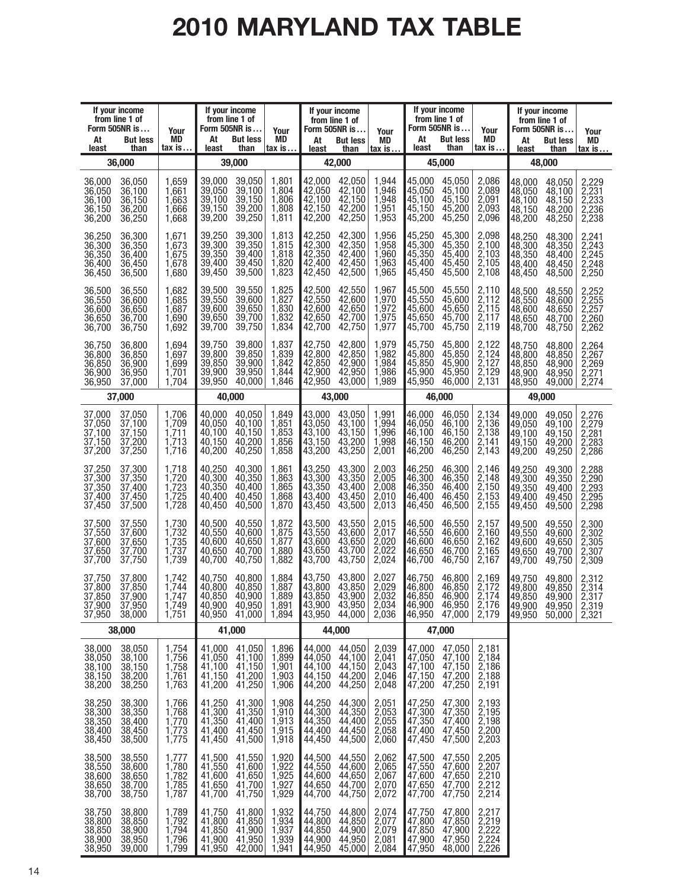# 2010 MARYLAND TAX TABLE

| If your income from line 1 of Form 505NR is… At least | But less than | Your MD tax is… |
|---|---|---|
| **36,000** | | |
| 36,000 | 36,050 | 1,659 |
| 36,050 | 36,100 | 1,661 |
| 36,100 | 36,150 | 1,663 |
| 36,150 | 36,200 | 1,666 |
| 36,200 | 36,250 | 1,668 |
| 36,250 | 36,300 | 1,671 |
| 36,300 | 36,350 | 1,673 |
| 36,350 | 36,400 | 1,675 |
| 36,400 | 36,450 | 1,678 |
| 36,450 | 36,500 | 1,680 |
| 36,500 | 36,550 | 1,682 |
| 36,550 | 36,600 | 1,685 |
| 36,600 | 36,650 | 1,687 |
| 36,650 | 36,700 | 1,690 |
| 36,700 | 36,750 | 1,692 |
| 36,750 | 36,800 | 1,694 |
| 36,800 | 36,850 | 1,697 |
| 36,850 | 36,900 | 1,699 |
| 36,900 | 36,950 | 1,701 |
| 36,950 | 37,000 | 1,704 |
| **37,000** | | |
| 37,000 | 37,050 | 1,706 |
| 37,050 | 37,100 | 1,709 |
| 37,100 | 37,150 | 1,711 |
| 37,150 | 37,200 | 1,713 |
| 37,200 | 37,250 | 1,716 |
| 37,250 | 37,300 | 1,718 |
| 37,300 | 37,350 | 1,720 |
| 37,350 | 37,400 | 1,723 |
| 37,400 | 37,450 | 1,725 |
| 37,450 | 37,500 | 1,728 |
| 37,500 | 37,550 | 1,730 |
| 37,550 | 37,600 | 1,732 |
| 37,600 | 37,650 | 1,735 |
| 37,650 | 37,700 | 1,737 |
| 37,700 | 37,750 | 1,739 |
| 37,750 | 37,800 | 1,742 |
| 37,800 | 37,850 | 1,744 |
| 37,850 | 37,900 | 1,747 |
| 37,900 | 37,950 | 1,749 |
| 37,950 | 38,000 | 1,751 |
| **38,000** | | |
| 38,000 | 38,050 | 1,754 |
| 38,050 | 38,100 | 1,756 |
| 38,100 | 38,150 | 1,758 |
| 38,150 | 38,200 | 1,761 |
| 38,200 | 38,250 | 1,763 |
| 38,250 | 38,300 | 1,766 |
| 38,300 | 38,350 | 1,768 |
| 38,350 | 38,400 | 1,770 |
| 38,400 | 38,450 | 1,773 |
| 38,450 | 38,500 | 1,775 |
| 38,500 | 38,550 | 1,777 |
| 38,550 | 38,600 | 1,780 |
| 38,600 | 38,650 | 1,782 |
| 38,650 | 38,700 | 1,785 |
| 38,700 | 38,750 | 1,787 |
| 38,750 | 38,800 | 1,789 |
| 38,800 | 38,850 | 1,792 |
| 38,850 | 38,900 | 1,794 |
| 38,900 | 38,950 | 1,796 |
| 38,950 | 39,000 | 1,799 |
| **39,000** | | |
| 39,000 | 39,050 | 1,801 |
| 39,050 | 39,100 | 1,804 |
| 39,100 | 39,150 | 1,806 |
| 39,150 | 39,200 | 1,808 |
| 39,200 | 39,250 | 1,811 |
| 39,250 | 39,300 | 1,813 |
| 39,300 | 39,350 | 1,815 |
| 39,350 | 39,400 | 1,818 |
| 39,400 | 39,450 | 1,820 |
| 39,450 | 39,500 | 1,823 |
| 39,500 | 39,550 | 1,825 |
| 39,550 | 39,600 | 1,827 |
| 39,600 | 39,650 | 1,830 |
| 39,650 | 39,700 | 1,832 |
| 39,700 | 39,750 | 1,834 |
| 39,750 | 39,800 | 1,837 |
| 39,800 | 39,850 | 1,839 |
| 39,850 | 39,900 | 1,842 |
| 39,900 | 39,950 | 1,844 |
| 39,950 | 40,000 | 1,846 |
| **40,000** | | |
| 40,000 | 40,050 | 1,849 |
| 40,050 | 40,100 | 1,851 |
| 40,100 | 40,150 | 1,853 |
| 40,150 | 40,200 | 1,856 |
| 40,200 | 40,250 | 1,858 |
| 40,250 | 40,300 | 1,861 |
| 40,300 | 40,350 | 1,863 |
| 40,350 | 40,400 | 1,865 |
| 40,400 | 40,450 | 1,868 |
| 40,450 | 40,500 | 1,870 |
| 40,500 | 40,550 | 1,872 |
| 40,550 | 40,600 | 1,875 |
| 40,600 | 40,650 | 1,877 |
| 40,650 | 40,700 | 1,880 |
| 40,700 | 40,750 | 1,882 |
| 40,750 | 40,800 | 1,884 |
| 40,800 | 40,850 | 1,887 |
| 40,850 | 40,900 | 1,889 |
| 40,900 | 40,950 | 1,891 |
| 40,950 | 41,000 | 1,894 |
| **41,000** | | |
| 41,000 | 41,050 | 1,896 |
| 41,050 | 41,100 | 1,899 |
| 41,100 | 41,150 | 1,901 |
| 41,150 | 41,200 | 1,903 |
| 41,200 | 41,250 | 1,906 |
| 41,250 | 41,300 | 1,908 |
| 41,300 | 41,350 | 1,910 |
| 41,350 | 41,400 | 1,913 |
| 41,400 | 41,450 | 1,915 |
| 41,450 | 41,500 | 1,918 |
| 41,500 | 41,550 | 1,920 |
| 41,550 | 41,600 | 1,922 |
| 41,600 | 41,650 | 1,925 |
| 41,650 | 41,700 | 1,927 |
| 41,700 | 41,750 | 1,929 |
| 41,750 | 41,800 | 1,932 |
| 41,800 | 41,850 | 1,934 |
| 41,850 | 41,900 | 1,937 |
| 41,900 | 41,950 | 1,939 |
| 41,950 | 42,000 | 1,941 |
| **42,000** | | |
| 42,000 | 42,050 | 1,944 |
| 42,050 | 42,100 | 1,946 |
| 42,100 | 42,150 | 1,948 |
| 42,150 | 42,200 | 1,951 |
| 42,200 | 42,250 | 1,953 |
| 42,250 | 42,300 | 1,956 |
| 42,300 | 42,350 | 1,958 |
| 42,350 | 42,400 | 1,960 |
| 42,400 | 42,450 | 1,963 |
| 42,450 | 42,500 | 1,965 |
| 42,500 | 42,550 | 1,967 |
| 42,550 | 42,600 | 1,970 |
| 42,600 | 42,650 | 1,972 |
| 42,650 | 42,700 | 1,975 |
| 42,700 | 42,750 | 1,977 |
| 42,750 | 42,800 | 1,979 |
| 42,800 | 42,850 | 1,982 |
| 42,850 | 42,900 | 1,984 |
| 42,900 | 42,950 | 1,986 |
| 42,950 | 43,000 | 1,989 |
| **43,000** | | |
| 43,000 | 43,050 | 1,991 |
| 43,050 | 43,100 | 1,994 |
| 43,100 | 43,150 | 1,996 |
| 43,150 | 43,200 | 1,998 |
| 43,200 | 43,250 | 2,001 |
| 43,250 | 43,300 | 2,003 |
| 43,300 | 43,350 | 2,005 |
| 43,350 | 43,400 | 2,008 |
| 43,400 | 43,450 | 2,010 |
| 43,450 | 43,500 | 2,013 |
| 43,500 | 43,550 | 2,015 |
| 43,550 | 43,600 | 2,017 |
| 43,600 | 43,650 | 2,020 |
| 43,650 | 43,700 | 2,022 |
| 43,700 | 43,750 | 2,024 |
| 43,750 | 43,800 | 2,027 |
| 43,800 | 43,850 | 2,029 |
| 43,850 | 43,900 | 2,032 |
| 43,900 | 43,950 | 2,034 |
| 43,950 | 44,000 | 2,036 |
| **44,000** | | |
| 44,000 | 44,050 | 2,039 |
| 44,050 | 44,100 | 2,041 |
| 44,100 | 44,150 | 2,043 |
| 44,150 | 44,200 | 2,046 |
| 44,200 | 44,250 | 2,048 |
| 44,250 | 44,300 | 2,051 |
| 44,300 | 44,350 | 2,053 |
| 44,350 | 44,400 | 2,055 |
| 44,400 | 44,450 | 2,058 |
| 44,450 | 44,500 | 2,060 |
| 44,500 | 44,550 | 2,062 |
| 44,550 | 44,600 | 2,065 |
| 44,600 | 44,650 | 2,067 |
| 44,650 | 44,700 | 2,070 |
| 44,700 | 44,750 | 2,072 |
| 44,750 | 44,800 | 2,074 |
| 44,800 | 44,850 | 2,077 |
| 44,850 | 44,900 | 2,079 |
| 44,900 | 44,950 | 2,081 |
| 44,950 | 45,000 | 2,084 |
| **45,000** | | |
| 45,000 | 45,050 | 2,086 |
| 45,050 | 45,100 | 2,089 |
| 45,100 | 45,150 | 2,091 |
| 45,150 | 45,200 | 2,093 |
| 45,200 | 45,250 | 2,096 |
| 45,250 | 45,300 | 2,098 |
| 45,300 | 45,350 | 2,100 |
| 45,350 | 45,400 | 2,103 |
| 45,400 | 45,450 | 2,105 |
| 45,450 | 45,500 | 2,108 |
| 45,500 | 45,550 | 2,110 |
| 45,550 | 45,600 | 2,112 |
| 45,600 | 45,650 | 2,115 |
| 45,650 | 45,700 | 2,117 |
| 45,700 | 45,750 | 2,119 |
| 45,750 | 45,800 | 2,122 |
| 45,800 | 45,850 | 2,124 |
| 45,850 | 45,900 | 2,127 |
| 45,900 | 45,950 | 2,129 |
| 45,950 | 46,000 | 2,131 |
| **46,000** | | |
| 46,000 | 46,050 | 2,134 |
| 46,050 | 46,100 | 2,136 |
| 46,100 | 46,150 | 2,138 |
| 46,150 | 46,200 | 2,141 |
| 46,200 | 46,250 | 2,143 |
| 46,250 | 46,300 | 2,146 |
| 46,300 | 46,350 | 2,148 |
| 46,350 | 46,400 | 2,150 |
| 46,400 | 46,450 | 2,153 |
| 46,450 | 46,500 | 2,155 |
| 46,500 | 46,550 | 2,157 |
| 46,550 | 46,600 | 2,160 |
| 46,600 | 46,650 | 2,162 |
| 46,650 | 46,700 | 2,165 |
| 46,700 | 46,750 | 2,167 |
| 46,750 | 46,800 | 2,169 |
| 46,800 | 46,850 | 2,172 |
| 46,850 | 46,900 | 2,174 |
| 46,900 | 46,950 | 2,176 |
| 46,950 | 47,000 | 2,179 |
| **47,000** | | |
| 47,000 | 47,050 | 2,181 |
| 47,050 | 47,100 | 2,184 |
| 47,100 | 47,150 | 2,186 |
| 47,150 | 47,200 | 2,188 |
| 47,200 | 47,250 | 2,191 |
| 47,250 | 47,300 | 2,193 |
| 47,300 | 47,350 | 2,195 |
| 47,350 | 47,400 | 2,198 |
| 47,400 | 47,450 | 2,200 |
| 47,450 | 47,500 | 2,203 |
| 47,500 | 47,550 | 2,205 |
| 47,550 | 47,600 | 2,207 |
| 47,600 | 47,650 | 2,210 |
| 47,650 | 47,700 | 2,212 |
| 47,700 | 47,750 | 2,214 |
| 47,750 | 47,800 | 2,217 |
| 47,800 | 47,850 | 2,219 |
| 47,850 | 47,900 | 2,222 |
| 47,900 | 47,950 | 2,224 |
| 47,950 | 48,000 | 2,226 |
| **48,000** | | |
| 48,000 | 48,050 | 2,229 |
| 48,050 | 48,100 | 2,231 |
| 48,100 | 48,150 | 2,233 |
| 48,150 | 48,200 | 2,236 |
| 48,200 | 48,250 | 2,238 |
| 48,250 | 48,300 | 2,241 |
| 48,300 | 48,350 | 2,243 |
| 48,350 | 48,400 | 2,245 |
| 48,400 | 48,450 | 2,248 |
| 48,450 | 48,500 | 2,250 |
| 48,500 | 48,550 | 2,252 |
| 48,550 | 48,600 | 2,255 |
| 48,600 | 48,650 | 2,257 |
| 48,650 | 48,700 | 2,260 |
| 48,700 | 48,750 | 2,262 |
| 48,750 | 48,800 | 2,264 |
| 48,800 | 48,850 | 2,267 |
| 48,850 | 48,900 | 2,269 |
| 48,900 | 48,950 | 2,271 |
| 48,950 | 49,000 | 2,274 |
| **49,000** | | |
| 49,000 | 49,050 | 2,276 |
| 49,050 | 49,100 | 2,279 |
| 49,100 | 49,150 | 2,281 |
| 49,150 | 49,200 | 2,283 |
| 49,200 | 49,250 | 2,286 |
| 49,250 | 49,300 | 2,288 |
| 49,300 | 49,350 | 2,290 |
| 49,350 | 49,400 | 2,293 |
| 49,400 | 49,450 | 2,295 |
| 49,450 | 49,500 | 2,298 |
| 49,500 | 49,550 | 2,300 |
| 49,550 | 49,600 | 2,302 |
| 49,600 | 49,650 | 2,305 |
| 49,650 | 49,700 | 2,307 |
| 49,700 | 49,750 | 2,309 |
| 49,750 | 49,800 | 2,312 |
| 49,800 | 49,850 | 2,314 |
| 49,850 | 49,900 | 2,317 |
| 49,900 | 49,950 | 2,319 |
| 49,950 | 50,000 | 2,321 |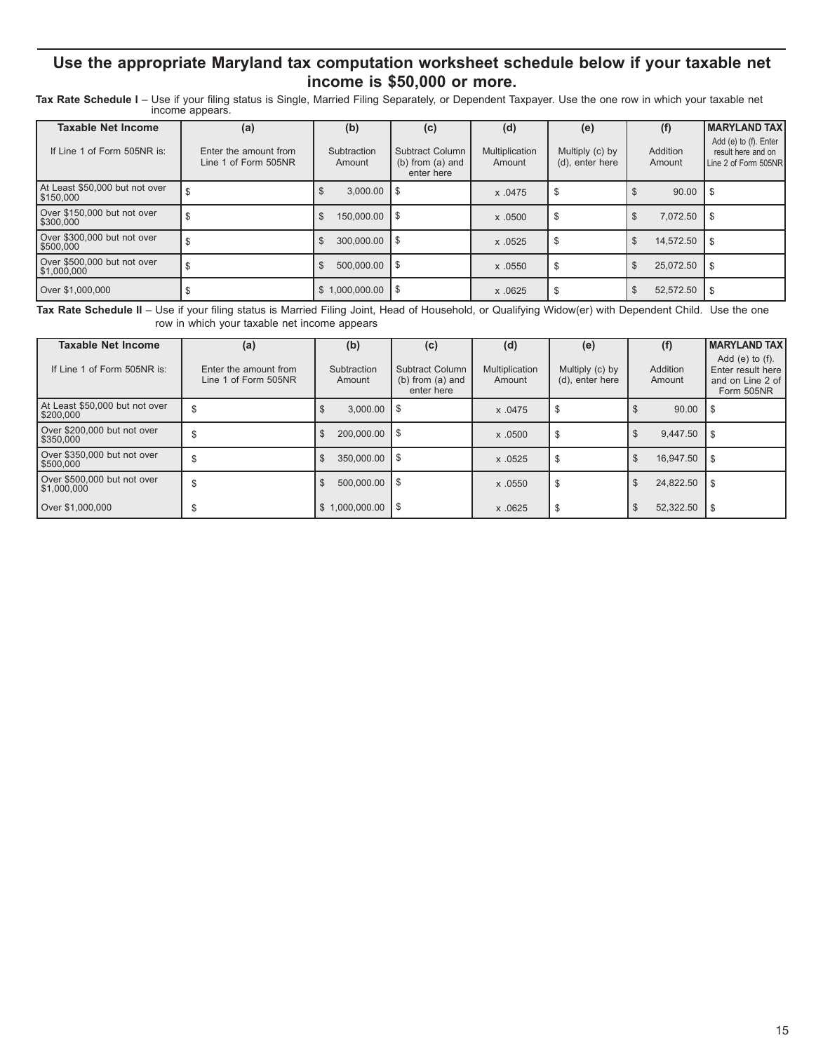## Use the appropriate Maryland tax computation worksheet schedule below if your taxable net income is $50,000 or more.

**Tax Rate Schedule I** – Use if your filing status is Single, Married Filing Separately, or Dependent Taxpayer. Use the one row in which your taxable net income appears.

| Taxable Net Income | (a) | (b) | (c) | (d) | (e) | (f) | MARYLAND TAX |
|---|---|---|---|---|---|---|---|
| If Line 1 of Form 505NR is: | Enter the amount from Line 1 of Form 505NR | Subtraction Amount | Subtract Column (b) from (a) and enter here | Multiplication Amount | Multiply (c) by (d), enter here | Addition Amount | Add (e) to (f). Enter result here and on Line 2 of Form 505NR |
| At Least $50,000 but not over $150,000 | $ | $ 3,000.00 | $ | x .0475 | $ | $ 90.00 | $ |
| Over $150,000 but not over $300,000 | $ | $ 150,000.00 | $ | x .0500 | $ | $ 7,072.50 | $ |
| Over $300,000 but not over $500,000 | $ | $ 300,000.00 | $ | x .0525 | $ | $ 14,572.50 | $ |
| Over $500,000 but not over $1,000,000 | $ | $ 500,000.00 | $ | x .0550 | $ | $ 25,072.50 | $ |
| Over $1,000,000 | $ | $ 1,000,000.00 | $ | x .0625 | $ | $ 52,572.50 | $ |

**Tax Rate Schedule II** – Use if your filing status is Married Filing Joint, Head of Household, or Qualifying Widow(er) with Dependent Child. Use the one row in which your taxable net income appears

| Taxable Net Income | (a) | (b) | (c) | (d) | (e) | (f) | MARYLAND TAX |
|---|---|---|---|---|---|---|---|
| If Line 1 of Form 505NR is: | Enter the amount from Line 1 of Form 505NR | Subtraction Amount | Subtract Column (b) from (a) and enter here | Multiplication Amount | Multiply (c) by (d), enter here | Addition Amount | Add (e) to (f). Enter result here and on Line 2 of Form 505NR |
| At Least $50,000 but not over $200,000 | $ | $ 3,000.00 | $ | x .0475 | $ | $ 90.00 | $ |
| Over $200,000 but not over $350,000 | $ | $ 200,000.00 | $ | x .0500 | $ | $ 9,447.50 | $ |
| Over $350,000 but not over $500,000 | $ | $ 350,000.00 | $ | x .0525 | $ | $ 16,947.50 | $ |
| Over $500,000 but not over $1,000,000 | $ | $ 500,000.00 | $ | x .0550 | $ | $ 24,822.50 | $ |
| Over $1,000,000 | $ | $ 1,000,000.00 | $ | x .0625 | $ | $ 52,322.50 | $ |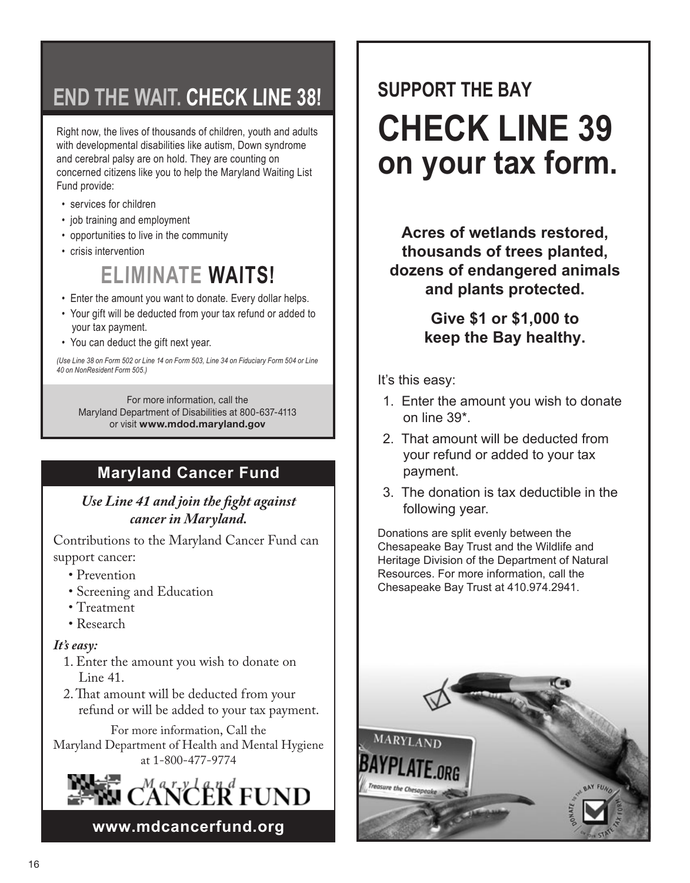## END THE WAIT. CHECK LINE 38!

Right now, the lives of thousands of children, youth and adults with developmental disabilities like autism, Down syndrome and cerebral palsy are on hold. They are counting on concerned citizens like you to help the Maryland Waiting List Fund provide:

- services for children
- job training and employment
- opportunities to live in the community
- crisis intervention

### ELIMINATE WAITS!

- Enter the amount you want to donate. Every dollar helps.
- Your gift will be deducted from your tax refund or added to your tax payment.
- You can deduct the gift next year.

*(Use Line 38 on Form 502 or Line 14 on Form 503, Line 34 on Fiduciary Form 504 or Line 40 on NonResident Form 505.)*

For more information, call the Maryland Department of Disabilities at 800-637-4113 or visit **www.mdod.maryland.gov**

## Maryland Cancer Fund

***Use Line 41 and join the fight against cancer in Maryland.***

Contributions to the Maryland Cancer Fund can support cancer:

- Prevention
- Screening and Education
- Treatment
- Research

***It's easy:***

1. Enter the amount you wish to donate on Line 41.
2. That amount will be deducted from your refund or will be added to your tax payment.

For more information, Call the Maryland Department of Health and Mental Hygiene at 1-800-477-9774

Maryland CANCER FUND

**www.mdcancerfund.org**

## SUPPORT THE BAY

# CHECK LINE 39 on your tax form.

**Acres of wetlands restored, thousands of trees planted, dozens of endangered animals and plants protected.**

**Give $1 or $1,000 to keep the Bay healthy.**

It's this easy:

1. Enter the amount you wish to donate on line 39*.
2. That amount will be deducted from your refund or added to your tax payment.
3. The donation is tax deductible in the following year.

Donations are split evenly between the Chesapeake Bay Trust and the Wildlife and Heritage Division of the Department of Natural Resources. For more information, call the Chesapeake Bay Trust at 410.974.2941.

MARYLAND BAYPLATE.ORG Treasure the Chesapeake

DONATE TO THE BAY FUND ON YOUR STATE TAX FORM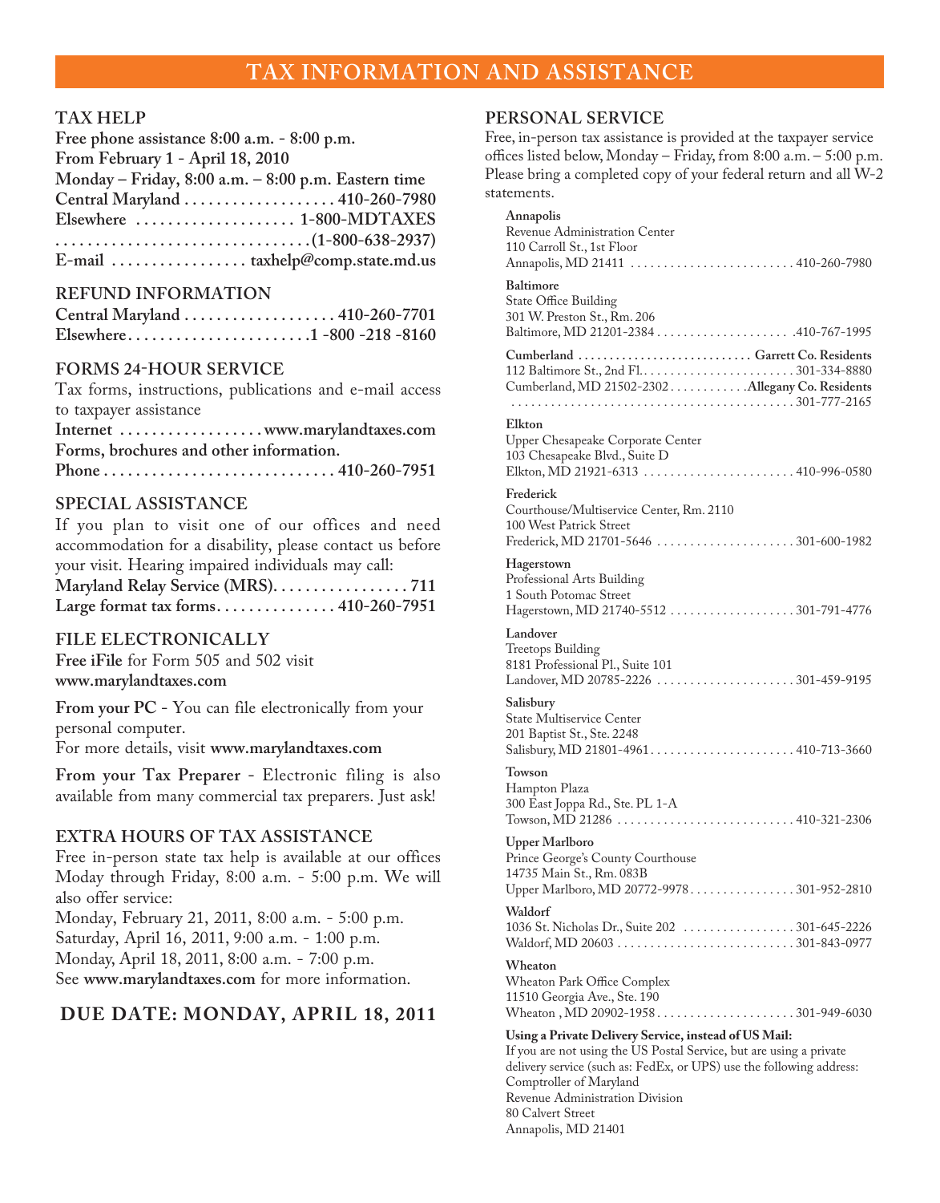# TAX INFORMATION AND ASSISTANCE

## TAX HELP

**Free phone assistance 8:00 a.m. - 8:00 p.m.**
**From February 1 - April 18, 2010**
**Monday – Friday, 8:00 a.m. – 8:00 p.m. Eastern time**
**Central Maryland .................. 410-260-7980**
**Elsewhere .................... 1-800-MDTAXES**
**................................(1-800-638-2937)**
**E-mail ................. taxhelp@comp.state.md.us**

## REFUND INFORMATION

**Central Maryland .................. 410-260-7701**
**Elsewhere.......................1 -800 -218 -8160**

## FORMS 24-HOUR SERVICE

Tax forms, instructions, publications and e-mail access to taxpayer assistance
**Internet .................. www.marylandtaxes.com**
**Forms, brochures and other information.**
**Phone ............................. 410-260-7951**

## SPECIAL ASSISTANCE

If you plan to visit one of our offices and need accommodation for a disability, please contact us before your visit. Hearing impaired individuals may call:
**Maryland Relay Service (MRS)................. 711**
**Large format tax forms............... 410-260-7951**

## FILE ELECTRONICALLY

**Free iFile** for Form 505 and 502 visit **www.marylandtaxes.com**

**From your PC** - You can file electronically from your personal computer.
For more details, visit **www.marylandtaxes.com**

**From your Tax Preparer** - Electronic filing is also available from many commercial tax preparers. Just ask!

## EXTRA HOURS OF TAX ASSISTANCE

Free in-person state tax help is available at our offices Moday through Friday, 8:00 a.m. - 5:00 p.m. We will also offer service:
Monday, February 21, 2011, 8:00 a.m. - 5:00 p.m.
Saturday, April 16, 2011, 9:00 a.m. - 1:00 p.m.
Monday, April 18, 2011, 8:00 a.m. - 7:00 p.m.
See **www.marylandtaxes.com** for more information.

## DUE DATE: MONDAY, APRIL 18, 2011

## PERSONAL SERVICE

Free, in-person tax assistance is provided at the taxpayer service offices listed below, Monday – Friday, from 8:00 a.m. – 5:00 p.m. Please bring a completed copy of your federal return and all W-2 statements.

**Annapolis**
Revenue Administration Center
110 Carroll St., 1st Floor
Annapolis, MD 21411 ......................... 410-260-7980

**Baltimore**
State Office Building
301 W. Preston St., Rm. 206
Baltimore, MD 21201-2384 .................... .410-767-1995

**Cumberland** ........................... **Garrett Co. Residents**
112 Baltimore St., 2nd Fl........................ 301-334-8880
Cumberland, MD 21502-2302 ............**Allegany Co. Residents**
........................................... 301-777-2165

**Elkton**
Upper Chesapeake Corporate Center
103 Chesapeake Blvd., Suite D
Elkton, MD 21921-6313 ....................... 410-996-0580

**Frederick**
Courthouse/Multiservice Center, Rm. 2110
100 West Patrick Street
Frederick, MD 21701-5646 ..................... 301-600-1982

**Hagerstown**
Professional Arts Building
1 South Potomac Street
Hagerstown, MD 21740-5512 ................... 301-791-4776

**Landover**
Treetops Building
8181 Professional Pl., Suite 101
Landover, MD 20785-2226 ..................... 301-459-9195

**Salisbury**
State Multiservice Center
201 Baptist St., Ste. 2248
Salisbury, MD 21801-4961...................... 410-713-3660

**Towson**
Hampton Plaza
300 East Joppa Rd., Ste. PL 1-A
Towson, MD 21286 .......................... 410-321-2306

**Upper Marlboro**
Prince George's County Courthouse
14735 Main St., Rm. 083B
Upper Marlboro, MD 20772-9978................ 301-952-2810

**Waldorf**
1036 St. Nicholas Dr., Suite 202 ................ 301-645-2226
Waldorf, MD 20603 .......................... 301-843-0977

**Wheaton**
Wheaton Park Office Complex
11510 Georgia Ave., Ste. 190
Wheaton , MD 20902-1958..................... 301-949-6030

**Using a Private Delivery Service, instead of US Mail:**
If you are not using the US Postal Service, but are using a private delivery service (such as: FedEx, or UPS) use the following address:
Comptroller of Maryland
Revenue Administration Division
80 Calvert Street
Annapolis, MD 21401